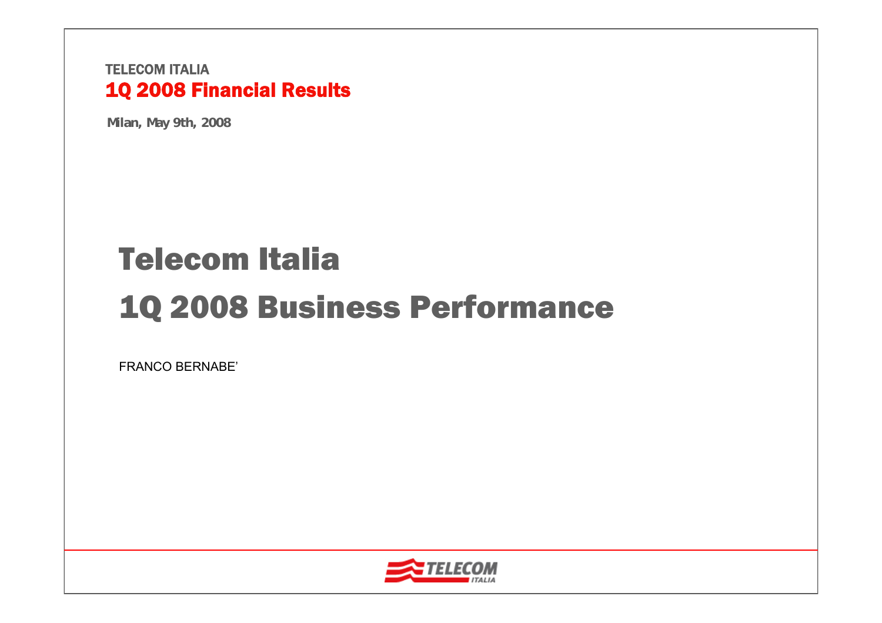TELECOM ITALIA

**1Q 2008 Financial Results**

**Milan, May 9th, 2008**

# Telecom Italia

# 1Q 2008 Business Performance

FRANCO BERNABE'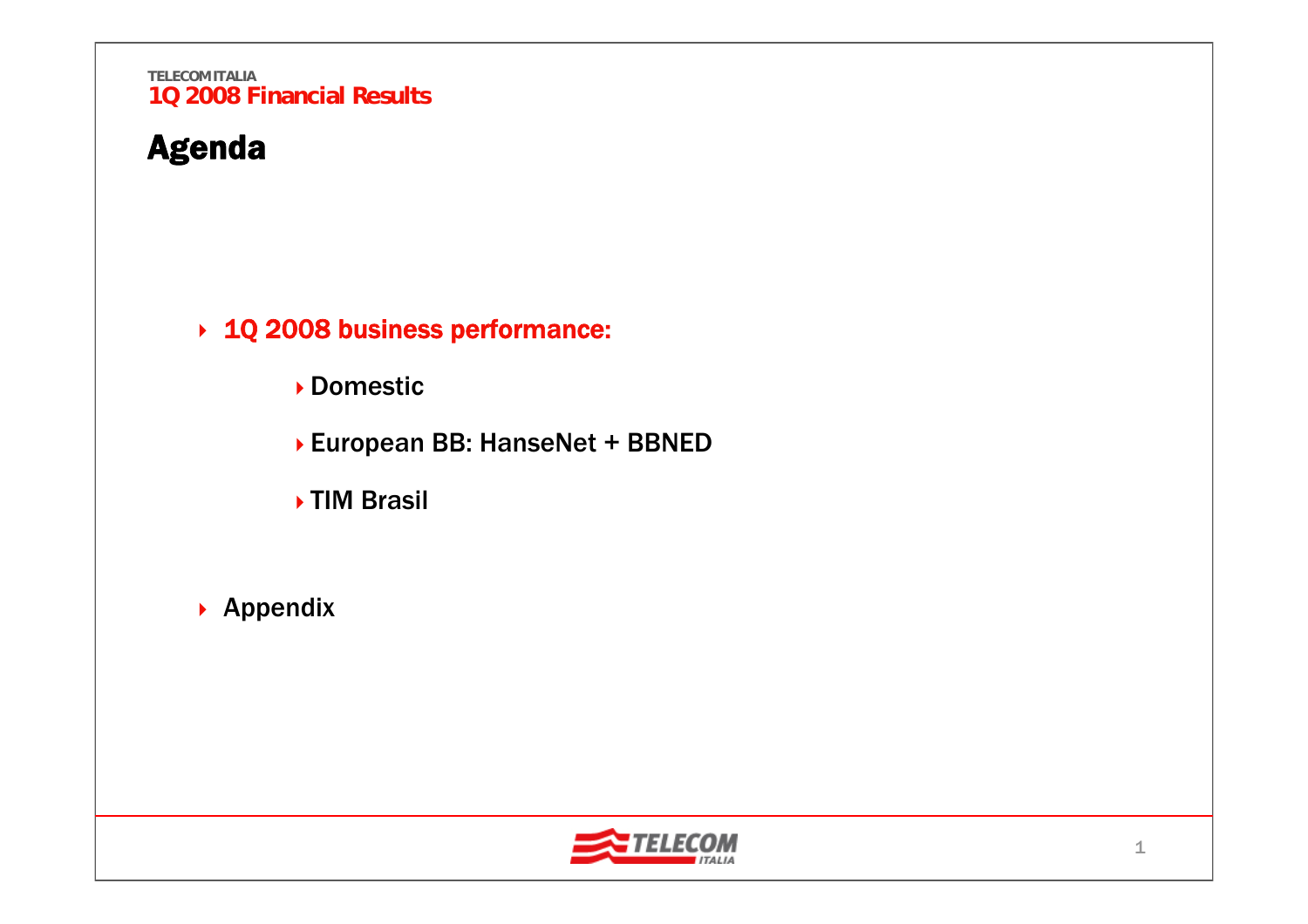# Agenda

- **1Q 2008 business performance:**
  - Domestic
  - European BB: HanseNet + BBNED
  - TIM Brasil

- Appendix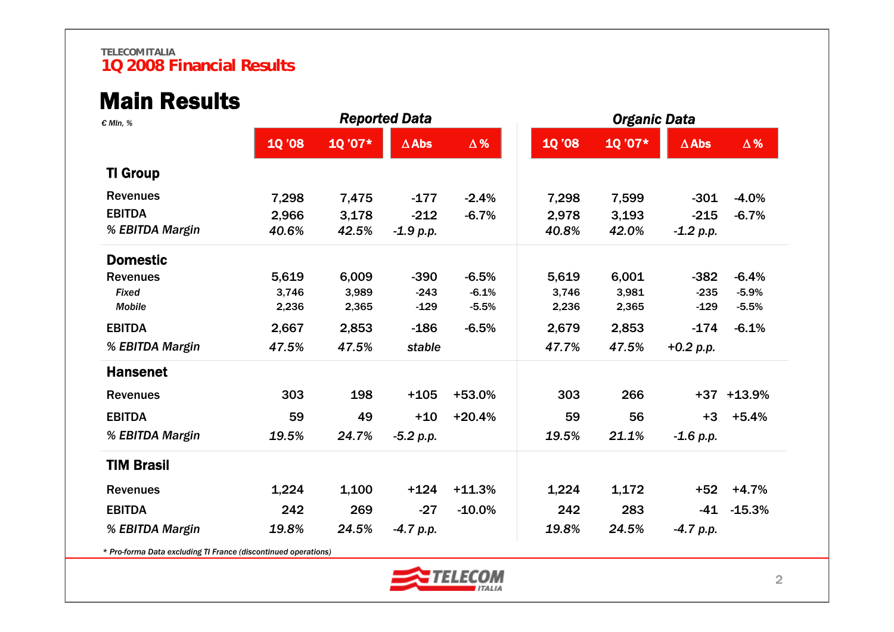# TELECOM ITALIA
## 1Q 2008 Financial Results

# Main Results

€ Mln, %

| | Reported Data | | | | Organic Data | | | |
|---|---|---|---|---|---|---|---|---|
| | 1Q '08 | 1Q '07* | Δ Abs | Δ % | 1Q '08 | 1Q '07* | Δ Abs | Δ % |
| **TI Group** | | | | | | | | |
| Revenues | 7,298 | 7,475 | -177 | -2.4% | 7,298 | 7,599 | -301 | -4.0% |
| EBITDA | 2,966 | 3,178 | -212 | -6.7% | 2,978 | 3,193 | -215 | -6.7% |
| *% EBITDA Margin* | *40.6%* | *42.5%* | *-1.9 p.p.* | | *40.8%* | *42.0%* | *-1.2 p.p.* | |
| **Domestic** | | | | | | | | |
| Revenues | 5,619 | 6,009 | -390 | -6.5% | 5,619 | 6,001 | -382 | -6.4% |
| *Fixed* | 3,746 | 3,989 | -243 | -6.1% | 3,746 | 3,981 | -235 | -5.9% |
| *Mobile* | 2,236 | 2,365 | -129 | -5.5% | 2,236 | 2,365 | -129 | -5.5% |
| EBITDA | 2,667 | 2,853 | -186 | -6.5% | 2,679 | 2,853 | -174 | -6.1% |
| *% EBITDA Margin* | *47.5%* | *47.5%* | *stable* | | *47.7%* | *47.5%* | *+0.2 p.p.* | |
| **Hansenet** | | | | | | | | |
| Revenues | 303 | 198 | +105 | +53.0% | 303 | 266 | +37 | +13.9% |
| EBITDA | 59 | 49 | +10 | +20.4% | 59 | 56 | +3 | +5.4% |
| *% EBITDA Margin* | *19.5%* | *24.7%* | *-5.2 p.p.* | | *19.5%* | *21.1%* | *-1.6 p.p.* | |
| **TIM Brasil** | | | | | | | | |
| Revenues | 1,224 | 1,100 | +124 | +11.3% | 1,224 | 1,172 | +52 | +4.7% |
| EBITDA | 242 | 269 | -27 | -10.0% | 242 | 283 | -41 | -15.3% |
| *% EBITDA Margin* | *19.8%* | *24.5%* | *-4.7 p.p.* | | *19.8%* | *24.5%* | *-4.7 p.p.* | |

*\* Pro-forma Data excluding TI France (discontinued operations)*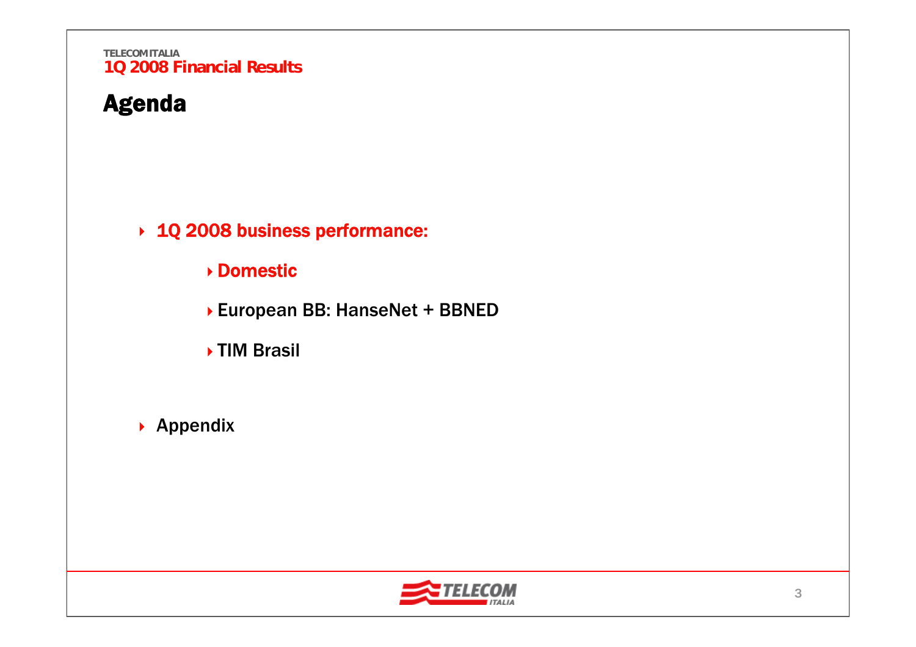# Agenda

- 1Q 2008 business performance:
  - Domestic
  - European BB: HanseNet + BBNED
  - TIM Brasil
- Appendix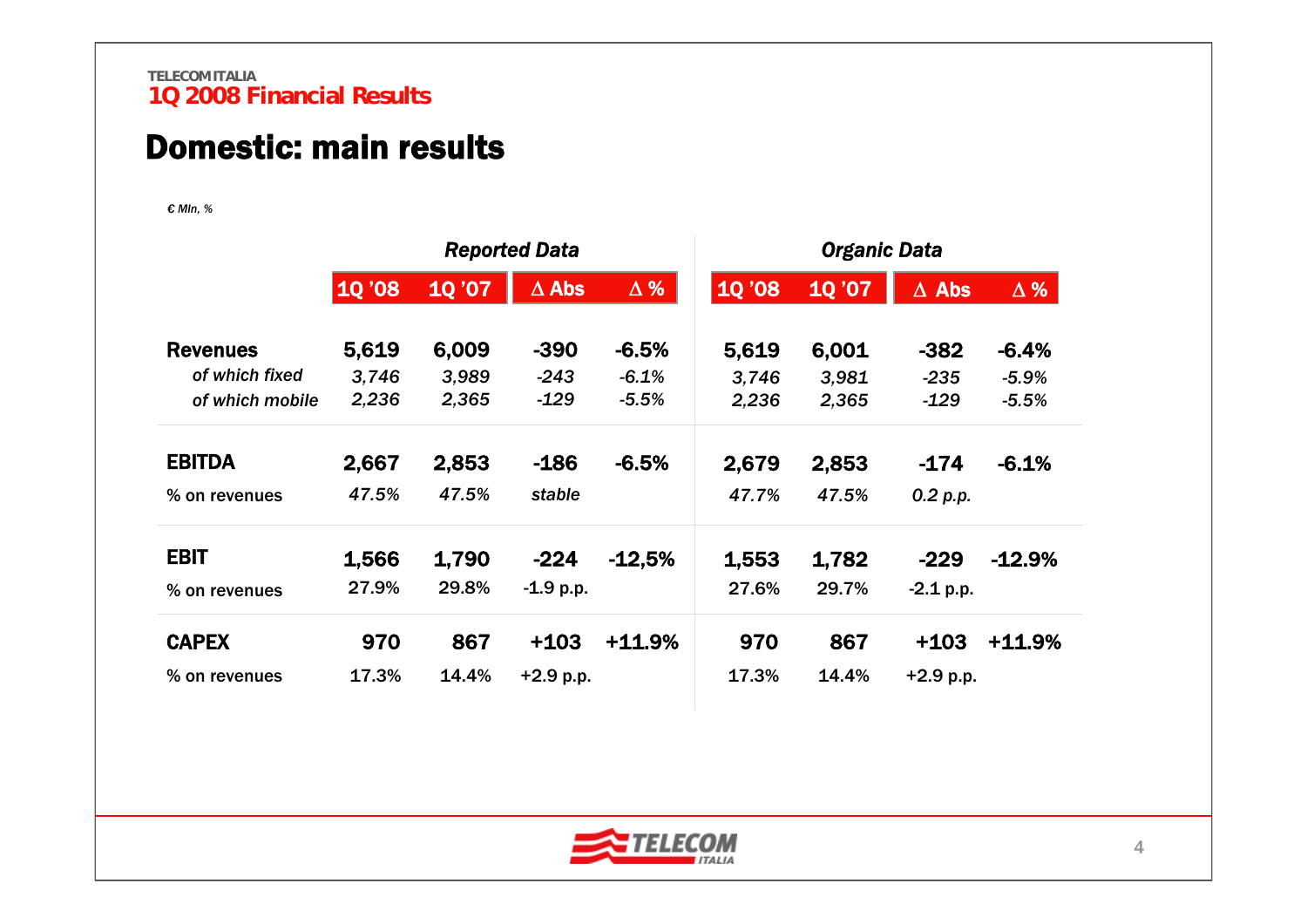TELECOM ITALIA
**1Q 2008 Financial Results**

# Domestic: main results

*€ Mln, %*

| | Reported Data | | | | Organic Data | | | |
|---|---|---|---|---|---|---|---|---|
| | 1Q '08 | 1Q '07 | Δ Abs | Δ % | 1Q '08 | 1Q '07 | Δ Abs | Δ % |
| **Revenues** | **5,619** | **6,009** | **-390** | **-6.5%** | **5,619** | **6,001** | **-382** | **-6.4%** |
| *of which fixed* | *3,746* | *3,989* | *-243* | *-6.1%* | *3,746* | *3,981* | *-235* | *-5.9%* |
| *of which mobile* | *2,236* | *2,365* | *-129* | *-5.5%* | *2,236* | *2,365* | *-129* | *-5.5%* |
| **EBITDA** | **2,667** | **2,853** | **-186** | **-6.5%** | **2,679** | **2,853** | **-174** | **-6.1%** |
| % on revenues | *47.5%* | *47.5%* | *stable* | | *47.7%* | *47.5%* | *0.2 p.p.* | |
| **EBIT** | **1,566** | **1,790** | **-224** | **-12,5%** | **1,553** | **1,782** | **-229** | **-12.9%** |
| % on revenues | 27.9% | 29.8% | -1.9 p.p. | | 27.6% | 29.7% | -2.1 p.p. | |
| **CAPEX** | **970** | **867** | **+103** | **+11.9%** | **970** | **867** | **+103** | **+11.9%** |
| % on revenues | 17.3% | 14.4% | +2.9 p.p. | | 17.3% | 14.4% | +2.9 p.p. | |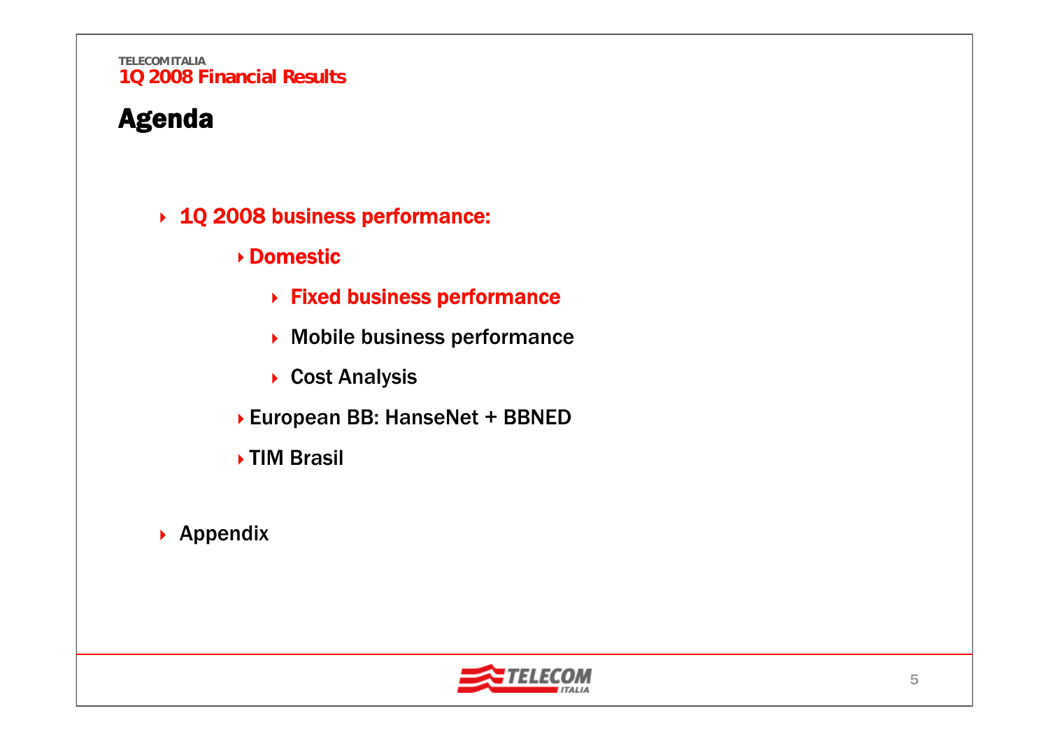# Agenda

- **1Q 2008 business performance:**
  - **Domestic**
    - **Fixed business performance**
    - Mobile business performance
    - Cost Analysis
  - European BB: HanseNet + BBNED
  - TIM Brasil
- Appendix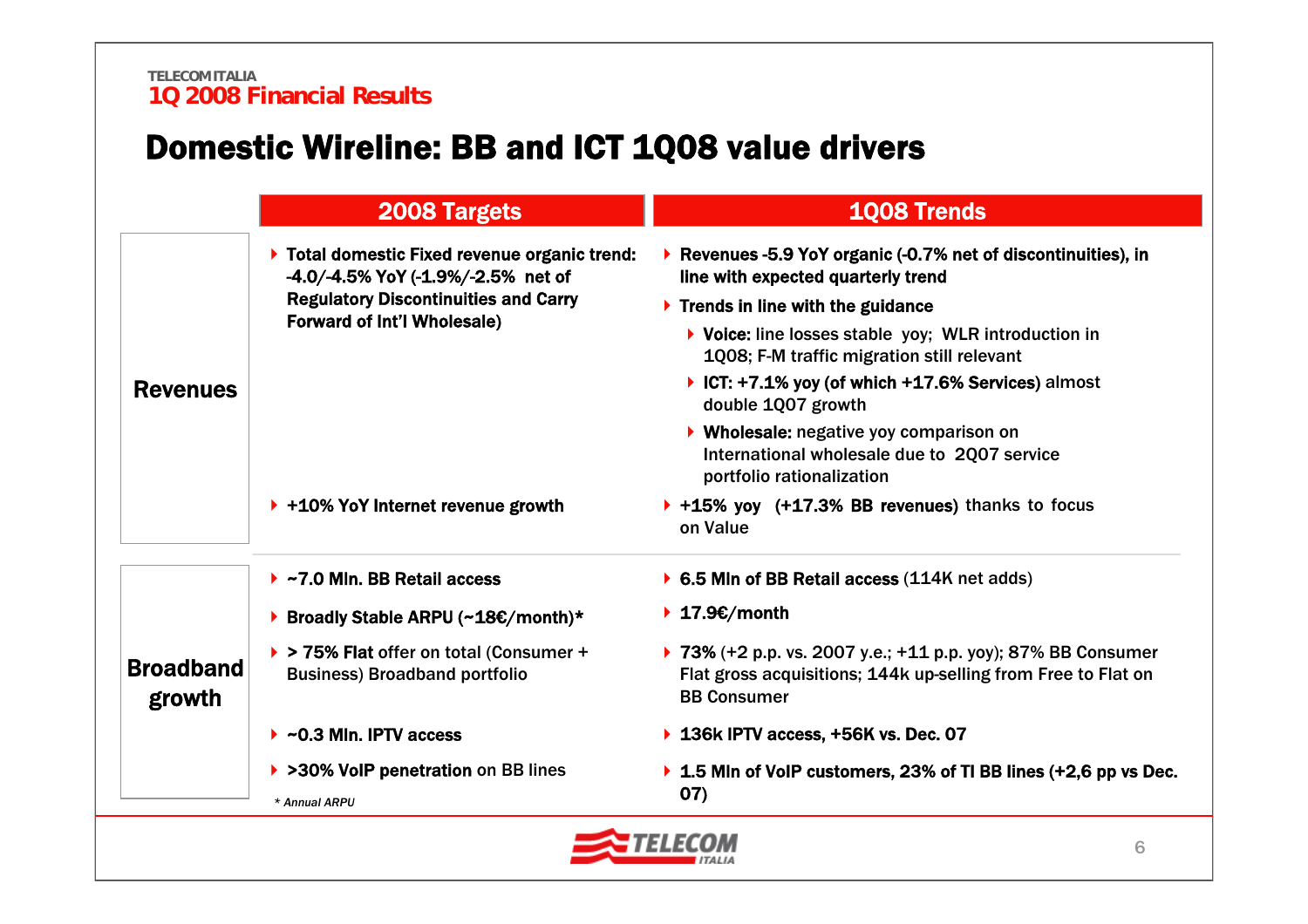TELECOM ITALIA
**1Q 2008 Financial Results**

# Domestic Wireline: BB and ICT 1Q08 value drivers

| | 2008 Targets | 1Q08 Trends |
|---|---|---|
| **Revenues** | **Total domestic Fixed revenue organic trend: -4.0/-4.5% YoY (-1.9%/-2.5% net of Regulatory Discontinuities and Carry Forward of Int'l Wholesale)** | **Revenues -5.9 YoY organic (-0.7% net of discontinuities), in line with expected quarterly trend**<br>**Trends in line with the guidance**<br>- **Voice:** line losses stable yoy; WLR introduction in 1Q08; F-M traffic migration still relevant<br>- **ICT: +7.1% yoy (of which +17.6% Services)** almost double 1Q07 growth<br>- **Wholesale:** negative yoy comparison on International wholesale due to 2Q07 service portfolio rationalization |
| | **+10% YoY Internet revenue growth** | **+15% yoy (+17.3% BB revenues)** thanks to focus on Value |
| **Broadband growth** | **~7.0 Mln. BB Retail access** | **6.5 Mln of BB Retail access** (114K net adds) |
| | **Broadly Stable ARPU (~18€/month)*** | **17.9€/month** |
| | **> 75% Flat** offer on total (Consumer + Business) Broadband portfolio | **73%** (+2 p.p. vs. 2007 y.e.; +11 p.p. yoy); 87% BB Consumer Flat gross acquisitions; 144k up-selling from Free to Flat on BB Consumer |
| | **~0.3 Mln. IPTV access** | **136k IPTV access, +56K vs. Dec. 07** |
| | **>30% VoIP penetration** on BB lines | **1.5 Mln of VoIP customers, 23% of TI BB lines (+2,6 pp vs Dec. 07)** |

*\* Annual ARPU*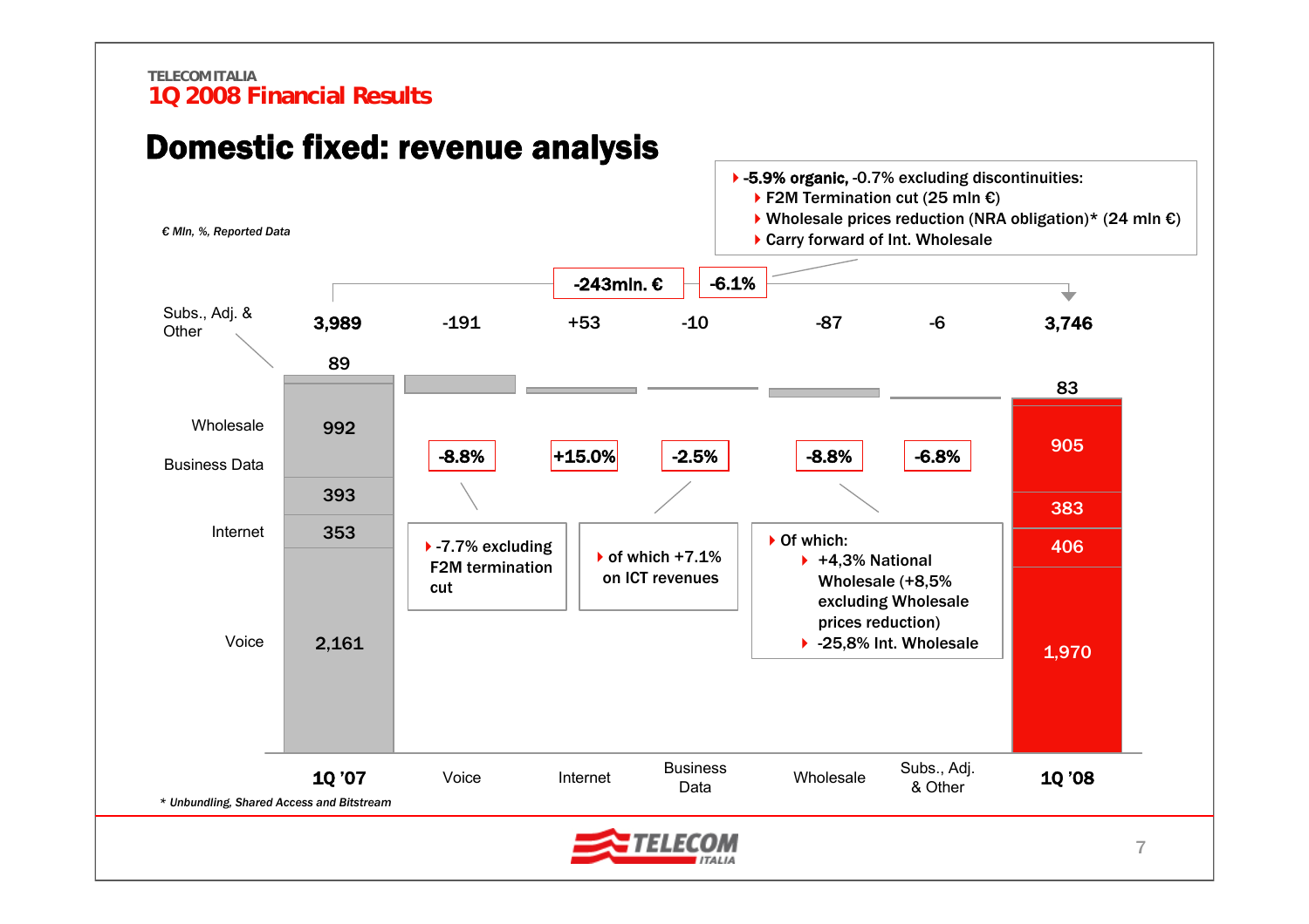TELECOM ITALIA
1Q 2008 Financial Results

# Domestic fixed: revenue analysis

*€ Mln, %, Reported Data*

- **-5.9% organic,** -0.7% excluding discontinuities:
  - F2M Termination cut (25 mln €)
  - Wholesale prices reduction (NRA obligation)* (24 mln €)
  - Carry forward of Int. Wholesale

Total change: -243mln. € | -6.1%

| | 1Q '07 | Voice | Internet | Business Data | Wholesale | Subs., Adj. & Other | 1Q '08 |
|---|---|---|---|---|---|---|---|
| Total / Change | **3,989** | -191 | +53 | -10 | -87 | -6 | **3,746** |
| % change | | -8.8% | +15.0% | -2.5% | -8.8% | -6.8% | |
| Subs., Adj. & Other | 89 | | | | | | 83 |
| Wholesale | 992 | | | | | | 905 |
| Business Data | 393 | | | | | | 383 |
| Internet | 353 | | | | | | 406 |
| Voice | 2,161 | | | | | | 1,970 |

Voice:
- -7.7% excluding F2M termination cut

Business Data:
- of which +7.1% on ICT revenues

Wholesale:
- Of which:
  - +4,3% National Wholesale (+8,5% excluding Wholesale prices reduction)
  - -25,8% Int. Wholesale

*\* Unbundling, Shared Access and Bitstream*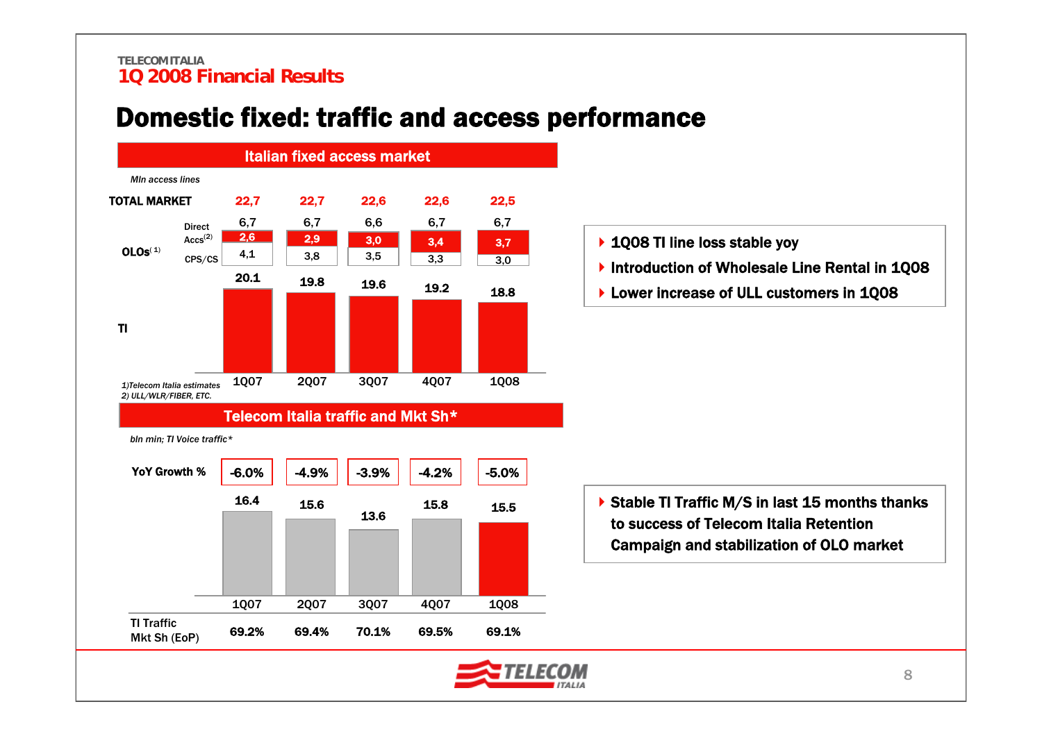TELECOM ITALIA
**1Q 2008 Financial Results**

# Domestic fixed: traffic and access performance

## Italian fixed access market

*Mln access lines*

| | | 1Q07 | 2Q07 | 3Q07 | 4Q07 | 1Q08 |
|---|---|---|---|---|---|---|
| TOTAL MARKET | | 22,7 | 22,7 | 22,6 | 22,6 | 22,5 |
| OLOs[1] | | 6,7 | 6,7 | 6,6 | 6,7 | 6,7 |
| | Direct Accs[2] | 2,6 | 2,9 | 3,0 | 3,4 | 3,7 |
| | CPS/CS | 4,1 | 3,8 | 3,5 | 3,3 | 3,0 |
| TI | | 20.1 | 19.8 | 19.6 | 19.2 | 18.8 |

*1)Telecom Italia estimates*
*2) ULL/WLR/FIBER, ETC.*

- 1Q08 TI line loss stable yoy
- Introduction of Wholesale Line Rental in 1Q08
- Lower increase of ULL customers in 1Q08

## Telecom Italia traffic and Mkt Sh*

*bln min; TI Voice traffic**

| | 1Q07 | 2Q07 | 3Q07 | 4Q07 | 1Q08 |
|---|---|---|---|---|---|
| YoY Growth % | -6.0% | -4.9% | -3.9% | -4.2% | -5.0% |
| TI Voice traffic | 16.4 | 15.6 | 13.6 | 15.8 | 15.5 |
| TI Traffic Mkt Sh (EoP) | 69.2% | 69.4% | 70.1% | 69.5% | 69.1% |

- Stable TI Traffic M/S in last 15 months thanks to success of Telecom Italia Retention Campaign and stabilization of OLO market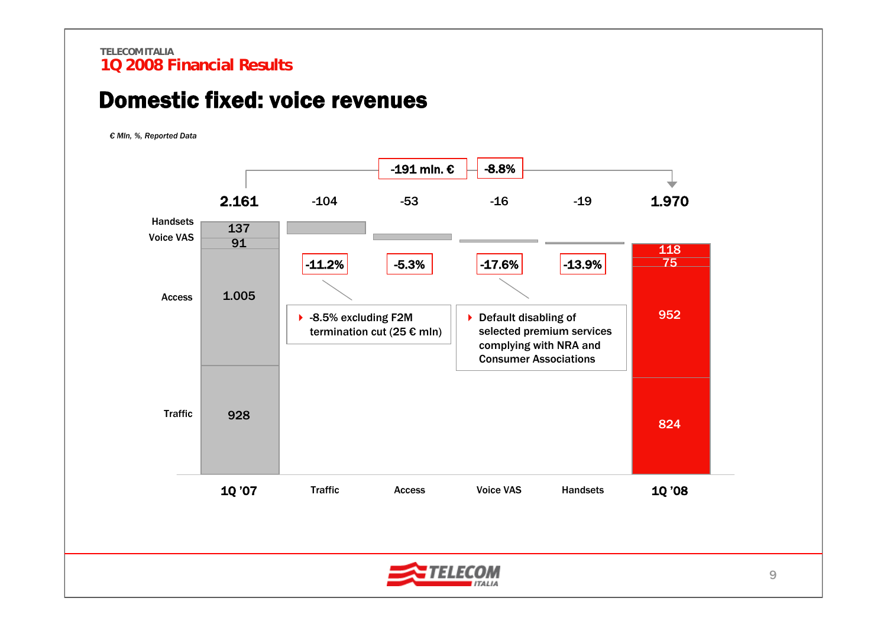TELECOM ITALIA
1Q 2008 Financial Results

# Domestic fixed: voice revenues

*€ Mln, %, Reported Data*

-191 mln. € | -8.8%

| | 1Q '07 | Traffic | Access | Voice VAS | Handsets | 1Q '08 |
|---|---|---|---|---|---|---|
| Total | 2.161 | -104 | -53 | -16 | -19 | 1.970 |
| Handsets | 137 | | | | | 118 |
| Voice VAS | 91 | | | | | 75 |
| Access | 1.005 | | | | | 952 |
| Traffic | 928 | | | | | 824 |
| % change | | -11.2% | -5.3% | -17.6% | -13.9% | |

- -8.5% excluding F2M termination cut (25 € mln)

- Default disabling of selected premium services complying with NRA and Consumer Associations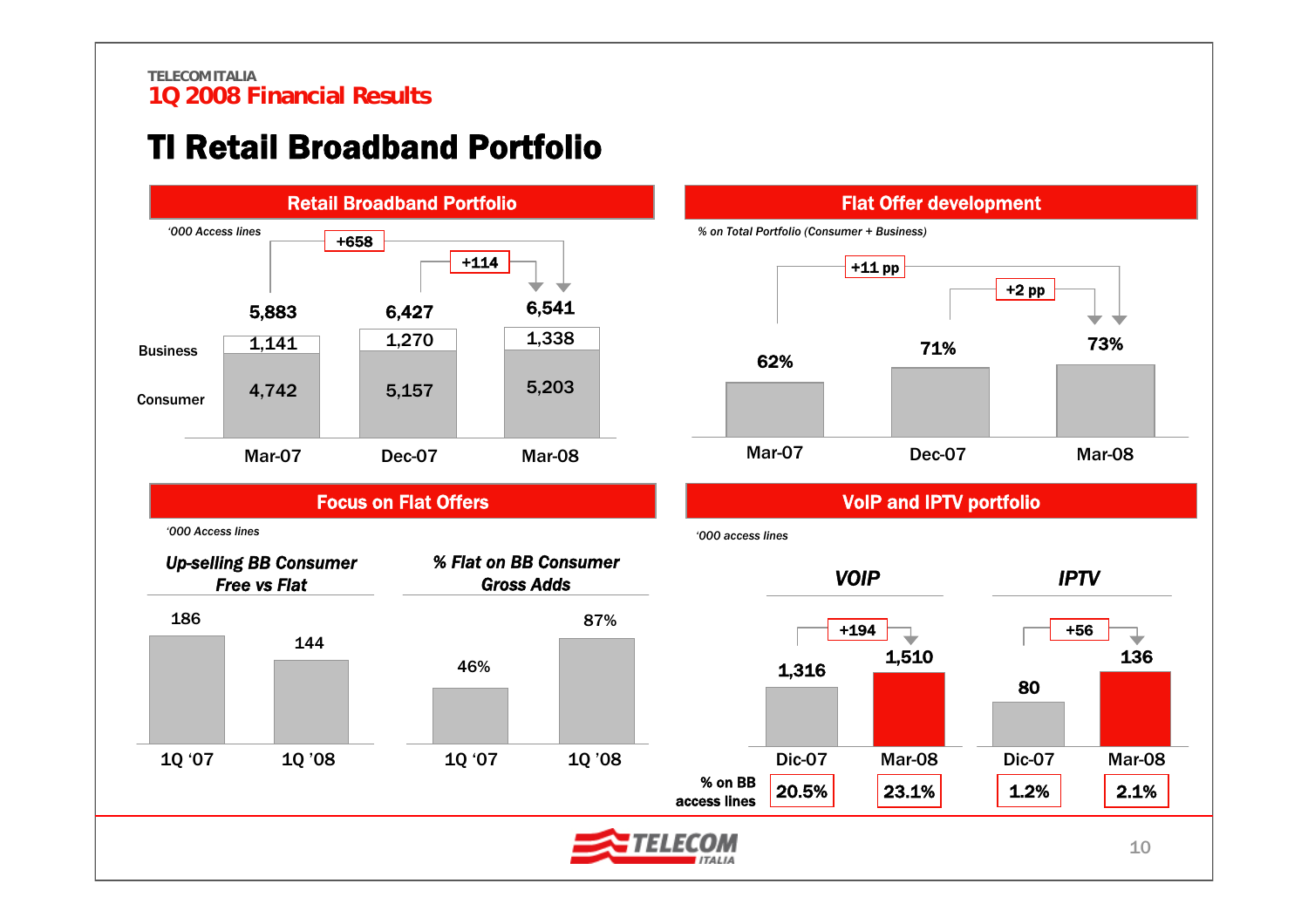# TI Retail Broadband Portfolio

## Retail Broadband Portfolio

'000 Access lines

| | Mar-07 | Dec-07 | Mar-08 |
|---|---|---|---|
| Business | 1,141 | 1,270 | 1,338 |
| Consumer | 4,742 | 5,157 | 5,203 |
| Total | 5,883 | 6,427 | 6,541 |

+658 (Mar-07 to Mar-08); +114 (Dec-07 to Mar-08)

## Flat Offer development

% on Total Portfolio (Consumer + Business)

| Mar-07 | Dec-07 | Mar-08 |
|---|---|---|
| 62% | 71% | 73% |

+11 pp (Mar-07 to Mar-08); +2 pp (Dec-07 to Mar-08)

## Focus on Flat Offers

'000 Access lines

*Up-selling BB Consumer Free vs Flat*

| 1Q '07 | 1Q '08 |
|---|---|
| 186 | 144 |

*% Flat on BB Consumer Gross Adds*

| 1Q '07 | 1Q '08 |
|---|---|
| 46% | 87% |

## VoIP and IPTV portfolio

'000 access lines

| | VOIP Dic-07 | VOIP Mar-08 | IPTV Dic-07 | IPTV Mar-08 |
|---|---|---|---|---|
| Access lines | 1,316 | 1,510 | 80 | 136 |
| % on BB access lines | 20.5% | 23.1% | 1.2% | 2.1% |

VOIP: +194; IPTV: +56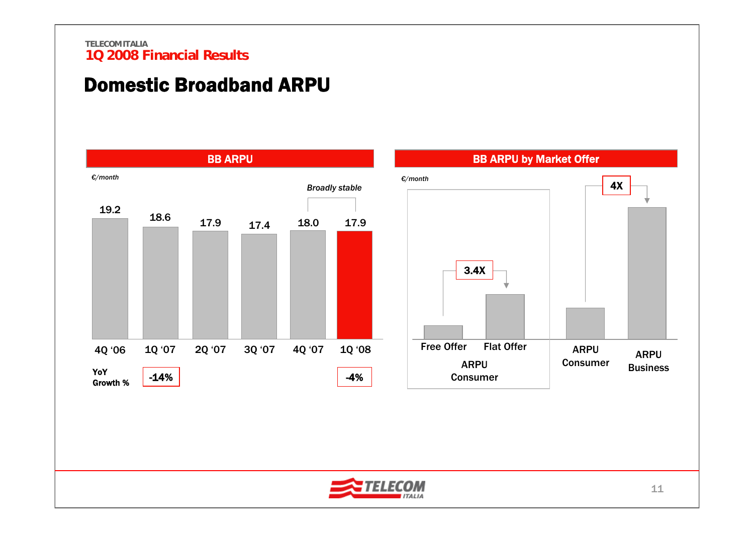## Domestic Broadband ARPU

### BB ARPU

*€/month*

| | 4Q '06 | 1Q '07 | 2Q '07 | 3Q '07 | 4Q '07 | 1Q '08 |
|---|---|---|---|---|---|---|
| BB ARPU | 19.2 | 18.6 | 17.9 | 17.4 | 18.0 | 17.9 |
| YoY Growth % | | -14% | | | | -4% |

*Broadly stable* (4Q '07 – 1Q '08)

### BB ARPU by Market Offer

*€/month*

**ARPU Consumer:** Free Offer → Flat Offer: **3.4X**

ARPU Consumer → ARPU Business: **4X**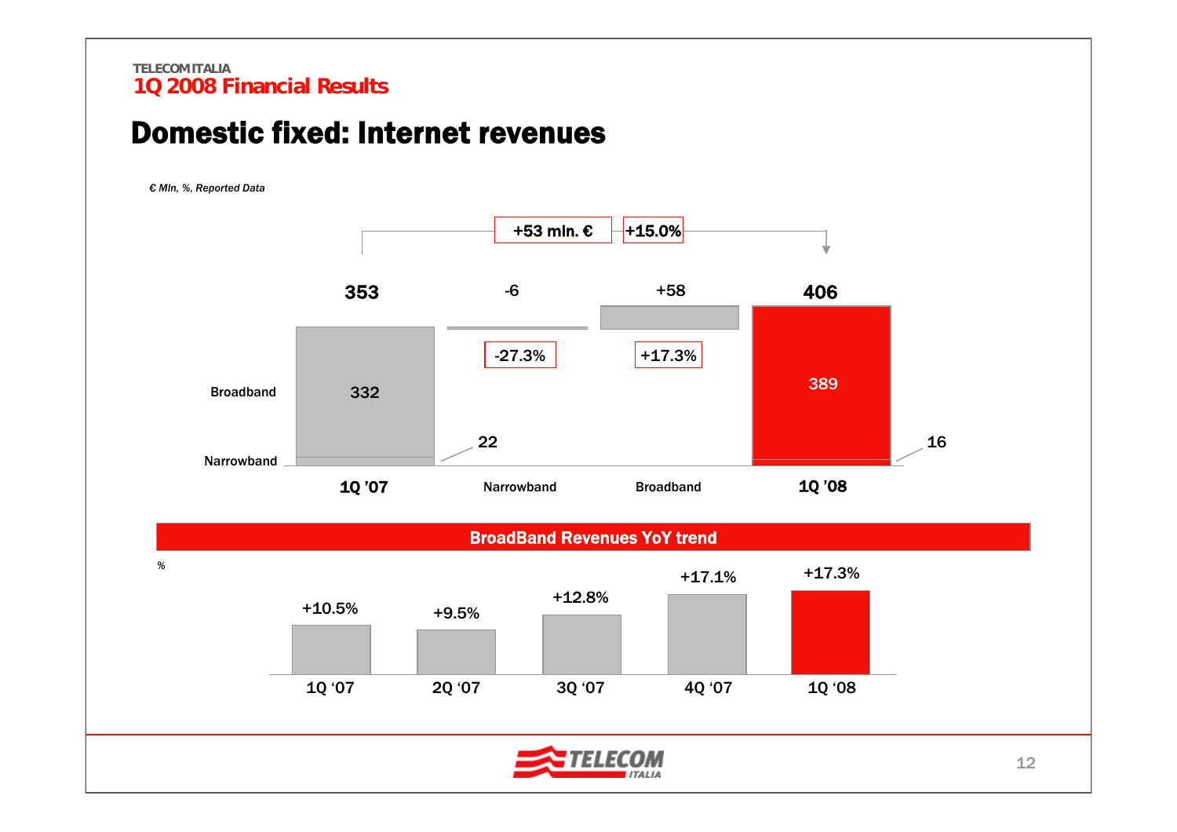TELECOM ITALIA
**1Q 2008 Financial Results**

# Domestic fixed: Internet revenues

*€ Mln, %, Reported Data*

+53 mln. € | +15.0%

| | 1Q '07 | Narrowband | Broadband | 1Q '08 |
|---|---|---|---|---|
| Total | 353 | -6 | +58 | 406 |
| Broadband | 332 | | +17.3% | 389 |
| Narrowband | 22 | -27.3% | | 16 |

## BroadBand Revenues YoY trend

%

| 1Q '07 | 2Q '07 | 3Q '07 | 4Q '07 | 1Q '08 |
|---|---|---|---|---|
| +10.5% | +9.5% | +12.8% | +17.1% | +17.3% |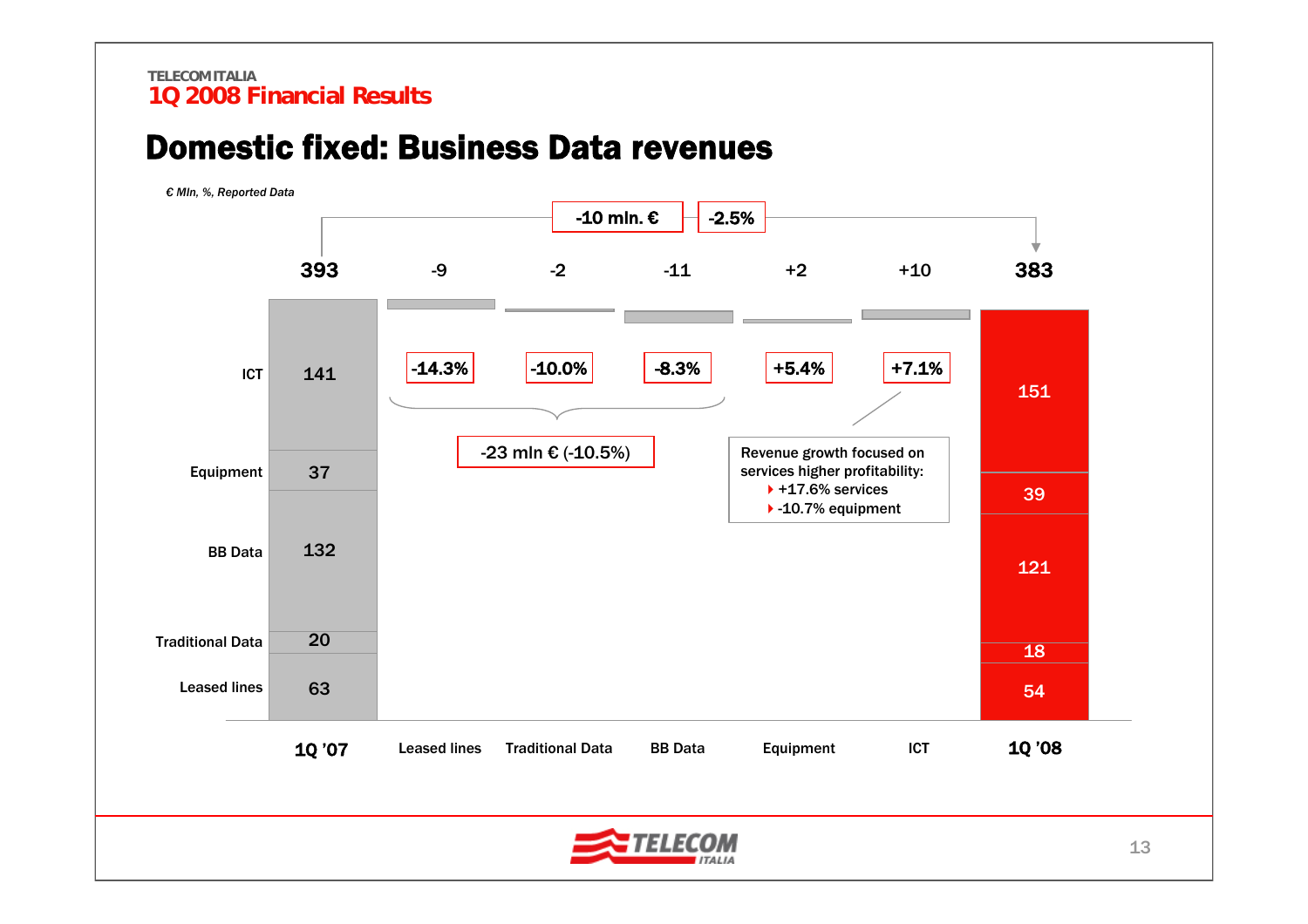TELECOM ITALIA

**1Q 2008 Financial Results**

# Domestic fixed: Business Data revenues

*€ Mln, %, Reported Data*

Total change: -10 mln. € | -2.5%

| | 1Q '07 | Leased lines | Traditional Data | BB Data | Equipment | ICT | 1Q '08 |
|---|---|---|---|---|---|---|---|
| Total | 393 | -9 | -2 | -11 | +2 | +10 | 383 |
| % change | | -14.3% | -10.0% | -8.3% | +5.4% | +7.1% | |
| ICT | 141 | | | | | | 151 |
| Equipment | 37 | | | | | | 39 |
| BB Data | 132 | | | | | | 121 |
| Traditional Data | 20 | | | | | | 18 |
| Leased lines | 63 | | | | | | 54 |

Leased lines + Traditional Data + BB Data: -23 mln € (-10.5%)

Revenue growth focused on services higher profitability:
- +17.6% services
- -10.7% equipment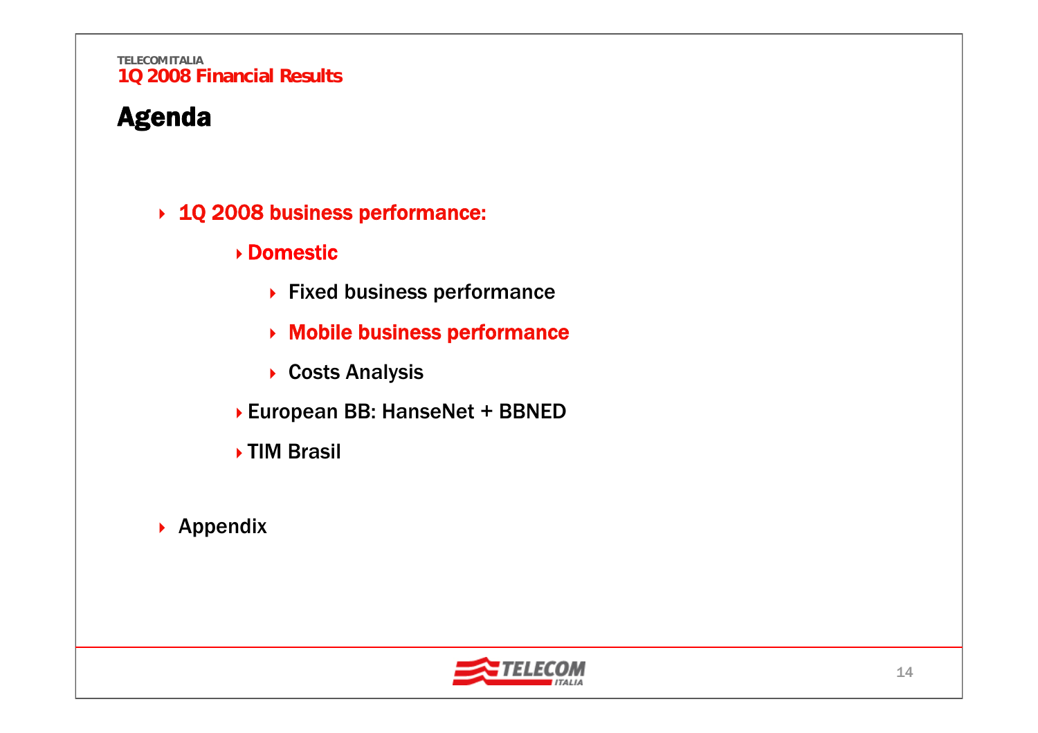# Agenda

- **1Q 2008 business performance:**
  - **Domestic**
    - Fixed business performance
    - **Mobile business performance**
    - Costs Analysis
  - European BB: HanseNet + BBNED
  - TIM Brasil
- Appendix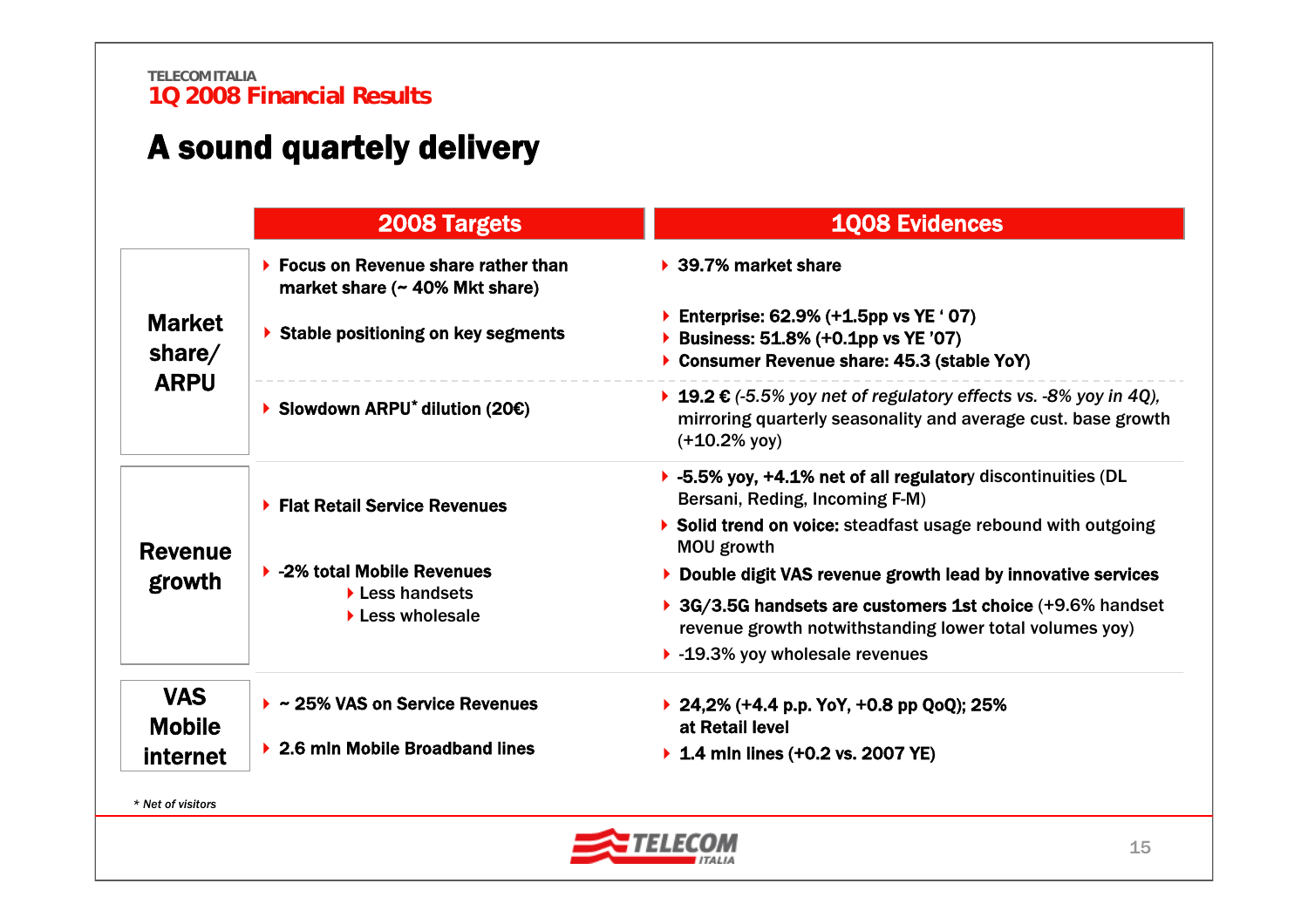TELECOM ITALIA
**1Q 2008 Financial Results**

# A sound quartely delivery

| | 2008 Targets | 1Q08 Evidences |
|---|---|---|
| **Market share/ ARPU** | **Focus on Revenue share rather than market share (~ 40% Mkt share)** | **39.7% market share** |
| | **Stable positioning on key segments** | **Enterprise: 62.9% (+1.5pp vs YE ' 07)**<br>**Business: 51.8% (+0.1pp vs YE '07)**<br>**Consumer Revenue share: 45.3 (stable YoY)** |
| | **Slowdown ARPU* dilution (20€)** | **19.2 €** *(-5.5% yoy net of regulatory effects vs. -8% yoy in 4Q),* mirroring quarterly seasonality and average cust. base growth (+10.2% yoy) |
| **Revenue growth** | **Flat Retail Service Revenues** | **-5.5% yoy, +4.1% net of all regulatory** discontinuities (DL Bersani, Reding, Incoming F-M)<br>**Solid trend on voice:** steadfast usage rebound with outgoing MOU growth<br>**Double digit VAS revenue growth lead by innovative services** |
| | **-2% total Mobile Revenues**<br>Less handsets<br>Less wholesale | **3G/3.5G handsets are customers 1st choice** (+9.6% handset revenue growth notwithstanding lower total volumes yoy)<br>-19.3% yoy wholesale revenues |
| **VAS Mobile internet** | **~ 25% VAS on Service Revenues** | **24,2% (+4.4 p.p. YoY, +0.8 pp QoQ); 25% at Retail level** |
| | **2.6 mln Mobile Broadband lines** | **1.4 mln lines (+0.2 vs. 2007 YE)** |

*\* Net of visitors*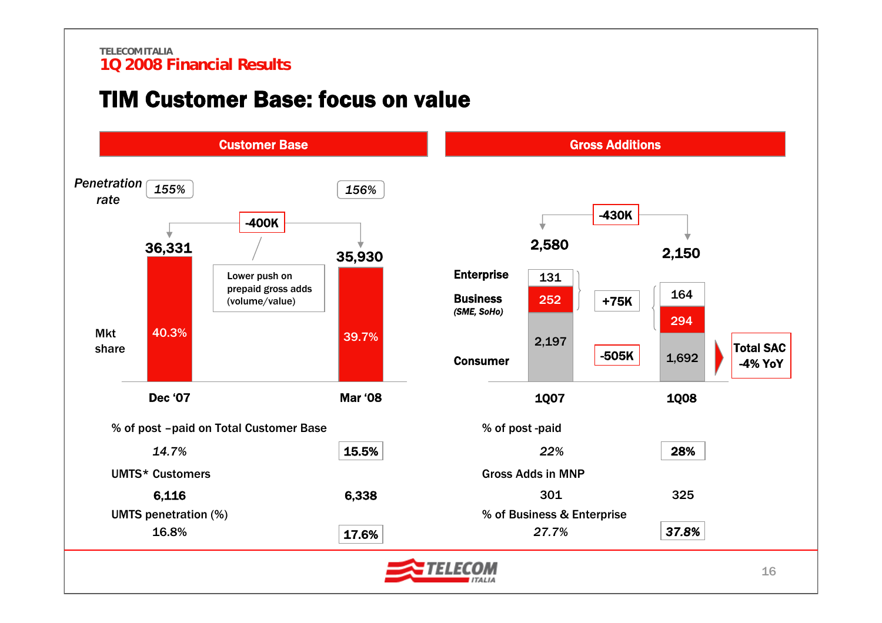TELECOM ITALIA

1Q 2008 Financial Results

# TIM Customer Base: focus on value

## Customer Base

| | Dec '07 | Mar '08 |
|---|---|---|
| Penetration rate | *155%* | *156%* |
| Customer Base | 36,331 | 35,930 |
| Mkt share | 40.3% | 39.7% |

-400K

Lower push on prepaid gross adds (volume/value)

| | Dec '07 | Mar '08 |
|---|---|---|
| % of post – paid on Total Customer Base | *14.7%* | **15.5%** |
| UMTS* Customers | 6,116 | 6,338 |
| UMTS penetration (%) | 16.8% | **17.6%** |

## Gross Additions

| | 1Q07 | 1Q08 | Change |
|---|---|---|---|
| Enterprise | 131 | 164 | +75K (Enterprise + Business) |
| Business (SME, SoHo) | 252 | 294 | |
| Consumer | 2,197 | 1,692 | -505K |
| Total | 2,580 | 2,150 | -430K |

Total SAC -4% YoY

| | 1Q07 | 1Q08 |
|---|---|---|
| % of post -paid | *22%* | **28%** |
| Gross Adds in MNP | 301 | 325 |
| % of Business & Enterprise | *27.7%* | ***37.8%*** |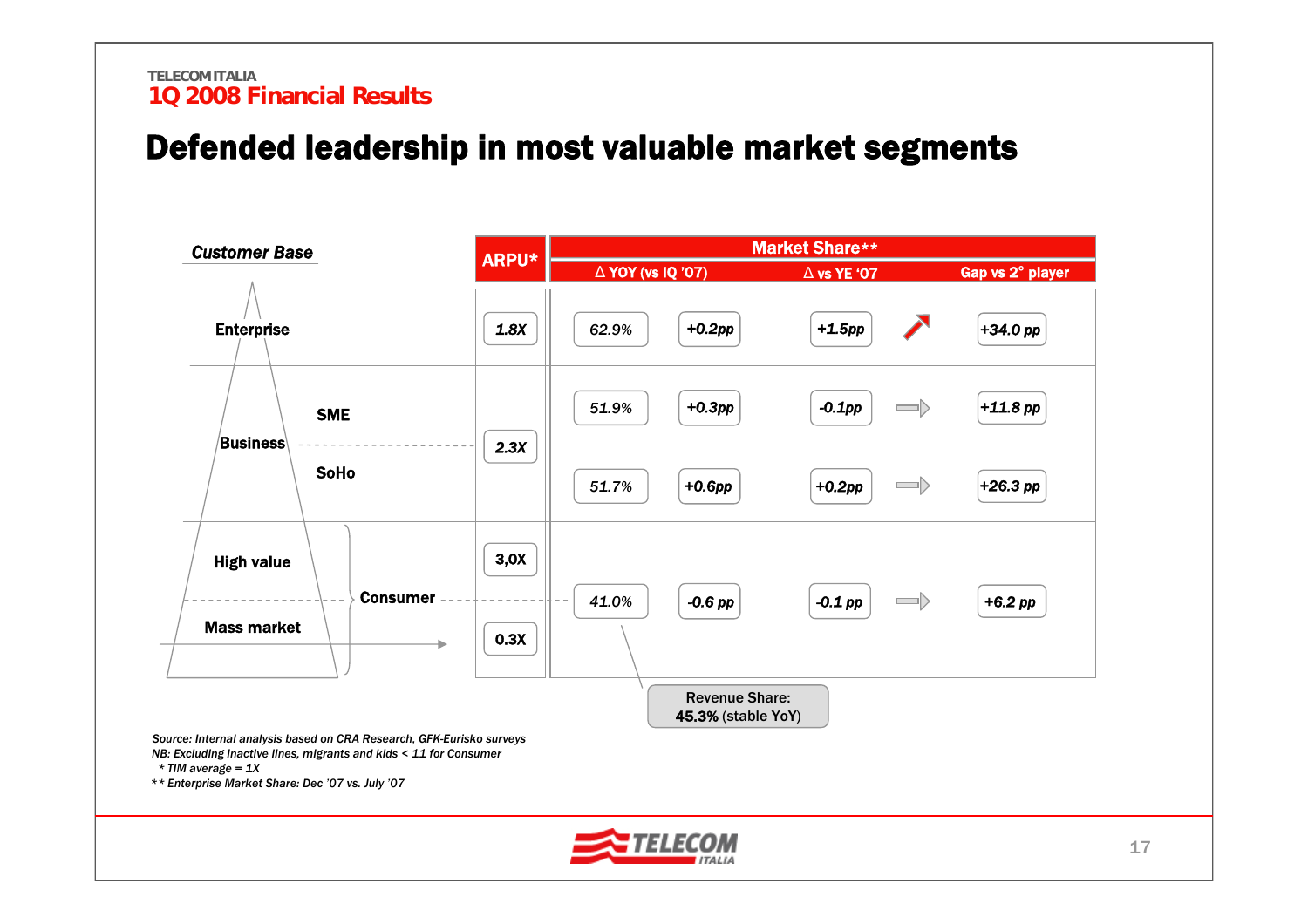# Defended leadership in most valuable market segments

| Customer Base | | ARPU* | Market Share** | Δ YOY (vs IQ '07) | Δ vs YE '07 | Trend | Gap vs 2° player |
|---|---|---|---|---|---|---|---|
| Enterprise | | 1.8X | 62.9% | +0.2pp | +1.5pp | ↗ | +34.0 pp |
| Business | SME | 2.3X | 51.9% | +0.3pp | -0.1pp | ⇨ | +11.8 pp |
| | SoHo | | 51.7% | +0.6pp | +0.2pp | ⇨ | +26.3 pp |
| Consumer | High value | 3,0X | 41.0% | -0.6 pp | -0.1 pp | ⇨ | +6.2 pp |
| | Mass market | 0.3X | | | | | |

Revenue Share: **45.3%** (stable YoY)

*Source: Internal analysis based on CRA Research, GFK-Eurisko surveys*
*NB: Excluding inactive lines, migrants and kids < 11 for Consumer*
*\* TIM average = 1X*
*\*\* Enterprise Market Share: Dec '07 vs. July '07*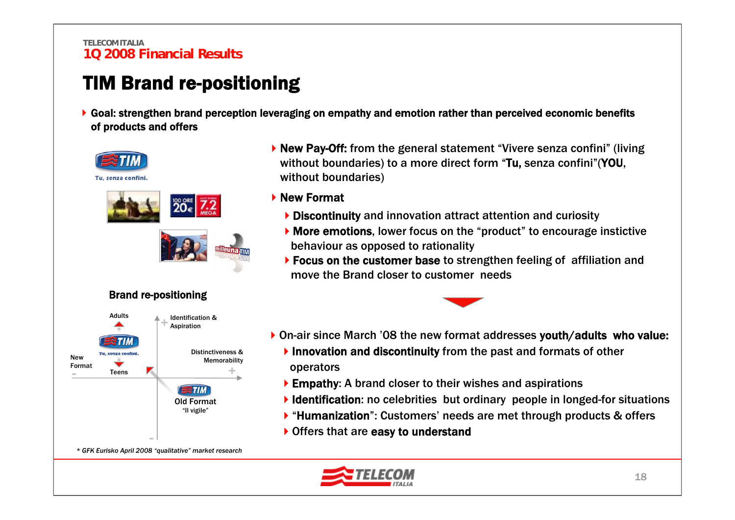# TIM Brand re-positioning

- **Goal: strengthen brand perception leveraging on empathy and emotion rather than perceived economic benefits of products and offers**

- **New Pay-Off:** from the general statement “Vivere senza confini” (living without boundaries) to a more direct form “**Tu,** senza confini”(**YOU**, without boundaries)
- **New Format**
  - **Discontinuity** and innovation attract attention and curiosity
  - **More emotions**, lower focus on the “product” to encourage instictive behaviour as opposed to rationality
  - **Focus on the customer base** to strengthen feeling of affiliation and move the Brand closer to customer needs

- On-air since March ’08 the new format addresses **youth/adults who value:**
  - **Innovation and discontinuity** from the past and formats of other operators
  - **Empathy**: A brand closer to their wishes and aspirations
  - **Identification**: no celebrities but ordinary people in longed-for situations
  - “**Humanization**”: Customers’ needs are met through products & offers
  - Offers that are **easy to understand**

## Brand re-positioning

Adults / Teens — New Format (TIM, Tu, senza confini.)

Identification & Aspiration; Distinctiveness & Memorability

Old Format “Il vigile”

*\* GFK Eurisko April 2008 “qualitative” market research*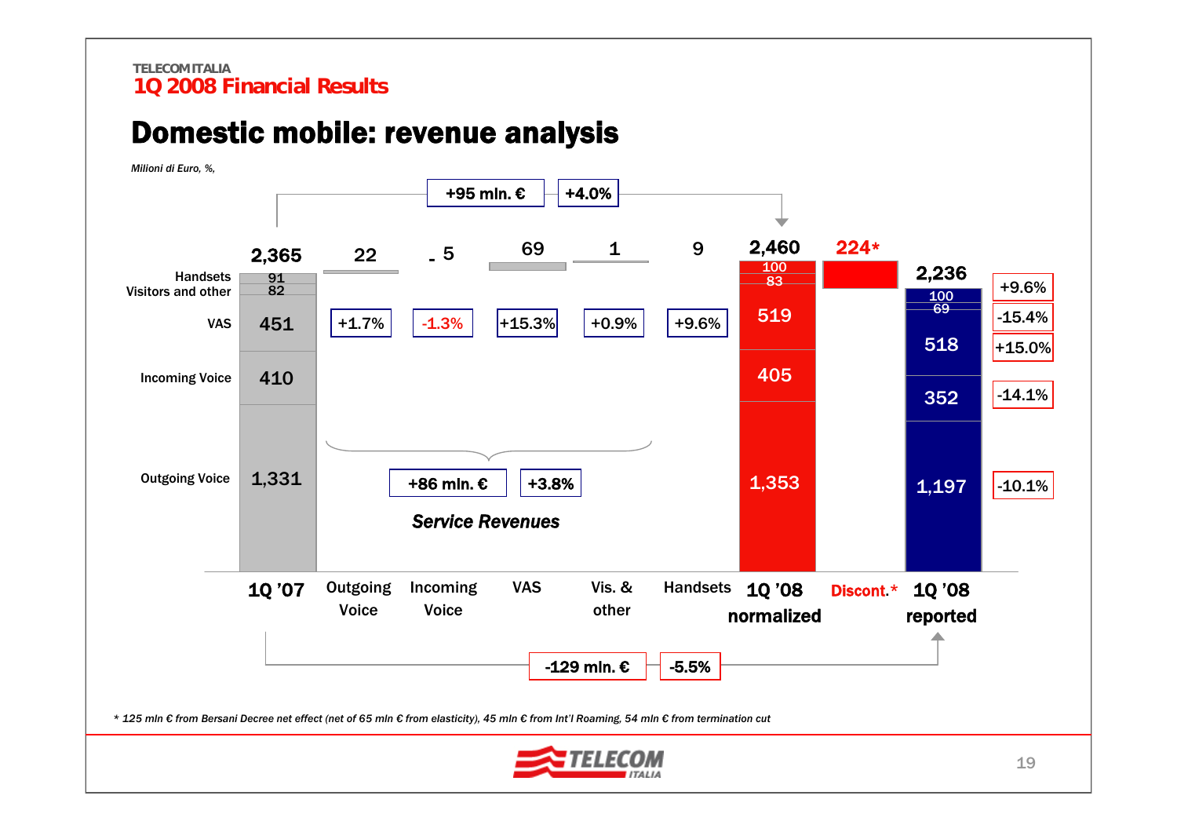# Domestic mobile: revenue analysis

*Milioni di Euro, %,*

+95 mln. € | +4.0%

| | 1Q '07 | Outgoing Voice | Incoming Voice | VAS | Vis. & other | Handsets | 1Q '08 normalized | Discont.* | 1Q '08 reported | % |
|---|---|---|---|---|---|---|---|---|---|---|
| Total | 2,365 | 22 | -5 | 69 | 1 | 9 | 2,460 | 224* | 2,236 | |
| Handsets | 91 | | | | | +9.6% | 100 | | 100 | +9.6% |
| Visitors and other | 82 | | | | +0.9% | | 83 | | 69 | -15.4% |
| VAS | 451 | | | +15.3% | | | 519 | | 518 | +15.0% |
| Incoming Voice | 410 | | -1.3% | | | | 405 | | 352 | -14.1% |
| Outgoing Voice | 1,331 | +1.7% | | | | | 1,353 | | 1,197 | -10.1% |

+86 mln. € | +3.8%

***Service Revenues***

-129 mln. € | -5.5%

*\* 125 mln € from Bersani Decree net effect (net of 65 mln € from elasticity), 45 mln € from Int'l Roaming, 54 mln € from termination cut*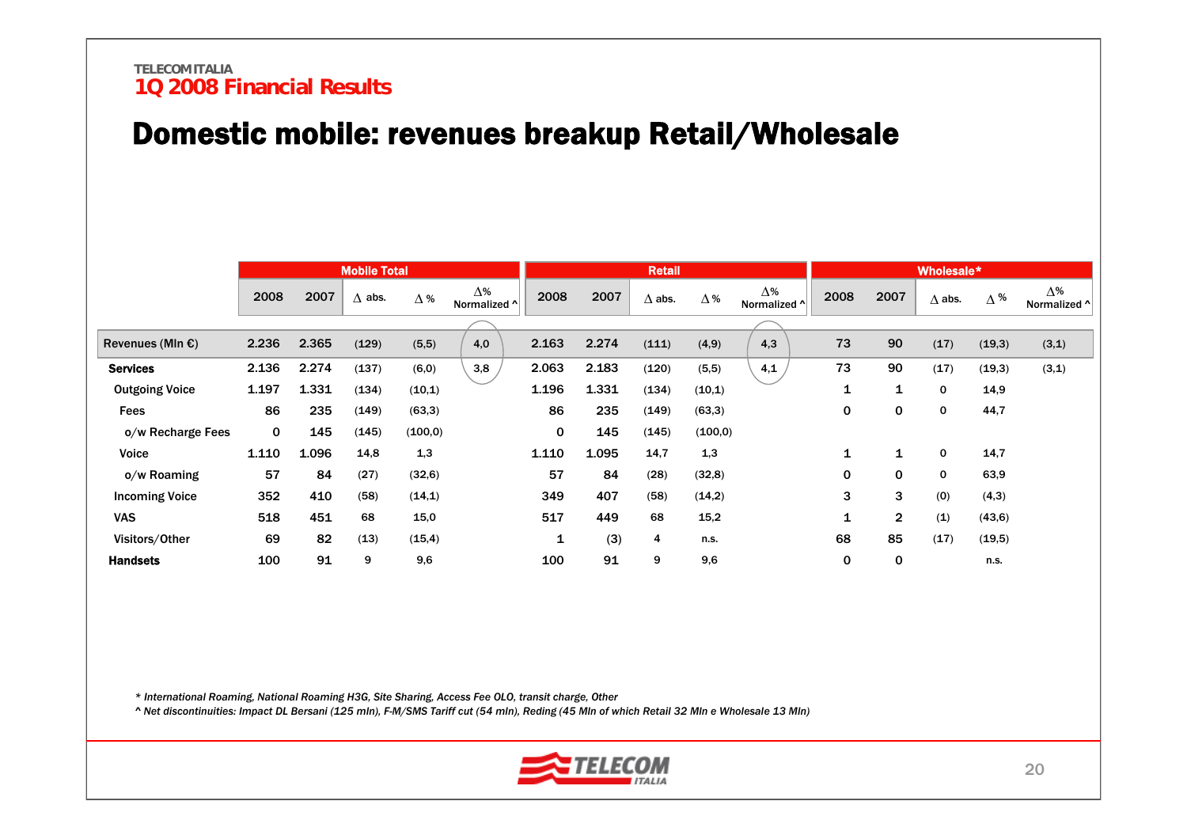TELECOM ITALIA
1Q 2008 Financial Results

# Domestic mobile: revenues breakup Retail/Wholesale

| | Mobile Total | | | | | Retail | | | | | Wholesale* | | | | |
|---|---|---|---|---|---|---|---|---|---|---|---|---|---|---|---|
| | 2008 | 2007 | Δ abs. | Δ % | Δ% Normalized ^ | 2008 | 2007 | Δ abs. | Δ % | Δ% Normalized ^ | 2008 | 2007 | Δ abs. | Δ % | Δ% Normalized ^ |
| Revenues (Mln €) | 2.236 | 2.365 | (129) | (5,5) | 4,0 | 2.163 | 2.274 | (111) | (4,9) | 4,3 | 73 | 90 | (17) | (19,3) | (3,1) |
| **Services** | 2.136 | 2.274 | (137) | (6,0) | 3,8 | 2.063 | 2.183 | (120) | (5,5) | 4,1 | 73 | 90 | (17) | (19,3) | (3,1) |
| Outgoing Voice | 1.197 | 1.331 | (134) | (10,1) | | 1.196 | 1.331 | (134) | (10,1) | | 1 | 1 | 0 | 14,9 | |
| Fees | 86 | 235 | (149) | (63,3) | | 86 | 235 | (149) | (63,3) | | 0 | 0 | 0 | 44,7 | |
| o/w Recharge Fees | 0 | 145 | (145) | (100,0) | | 0 | 145 | (145) | (100,0) | | | | | | |
| Voice | 1.110 | 1.096 | 14,8 | 1,3 | | 1.110 | 1.095 | 14,7 | 1,3 | | 1 | 1 | 0 | 14,7 | |
| o/w Roaming | 57 | 84 | (27) | (32,6) | | 57 | 84 | (28) | (32,8) | | 0 | 0 | 0 | 63,9 | |
| Incoming Voice | 352 | 410 | (58) | (14,1) | | 349 | 407 | (58) | (14,2) | | 3 | 3 | (0) | (4,3) | |
| VAS | 518 | 451 | 68 | 15,0 | | 517 | 449 | 68 | 15,2 | | 1 | 2 | (1) | (43,6) | |
| Visitors/Other | 69 | 82 | (13) | (15,4) | | 1 | (3) | 4 | n.s. | | 68 | 85 | (17) | (19,5) | |
| **Handsets** | 100 | 91 | 9 | 9,6 | | 100 | 91 | 9 | 9,6 | | 0 | 0 | | n.s. | |

*\* International Roaming, National Roaming H3G, Site Sharing, Access Fee OLO, transit charge, Other*

*^ Net discontinuities: Impact DL Bersani (125 mln), F-M/SMS Tariff cut (54 mln), Reding (45 Mln of which Retail 32 Mln e Wholesale 13 Mln)*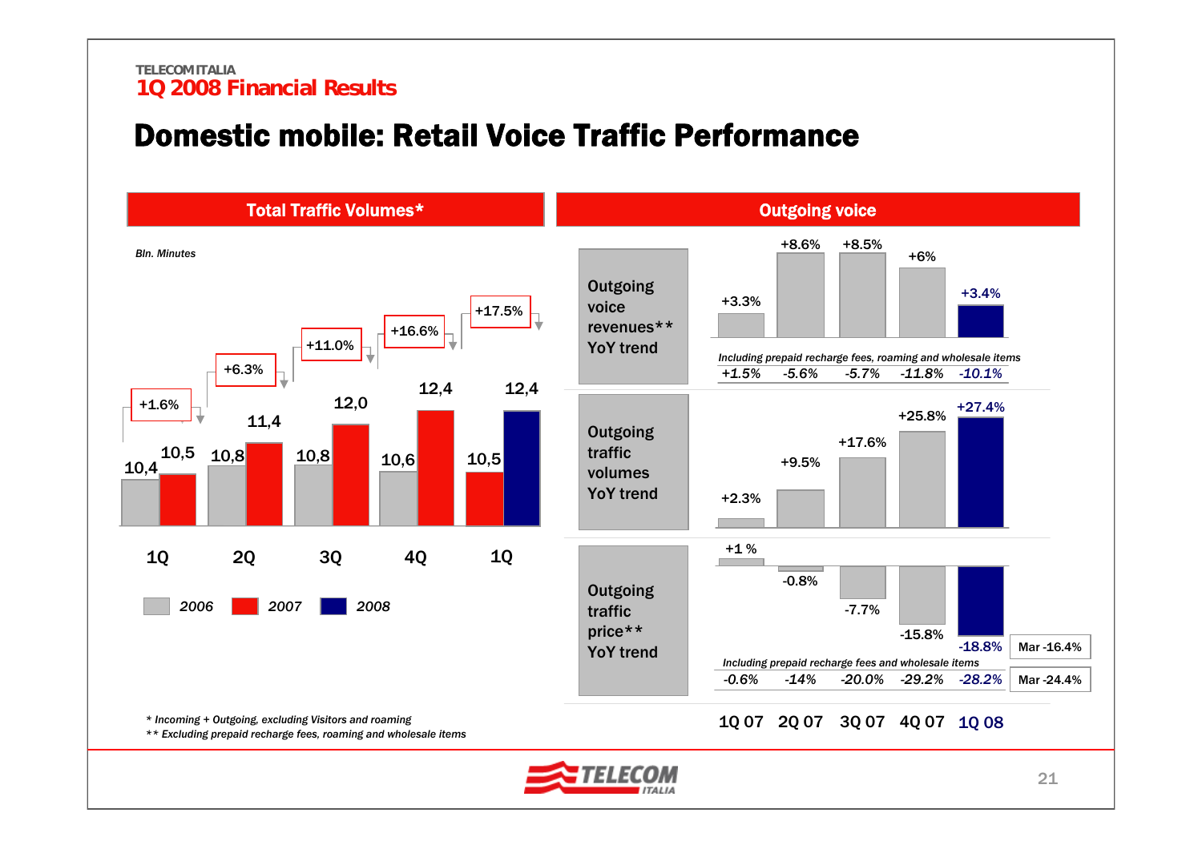TELECOM ITALIA
1Q 2008 Financial Results

# Domestic mobile: Retail Voice Traffic Performance

## Total Traffic Volumes*

*Bln. Minutes*

| | 2006 | 2007 | 2008 | YoY |
|---|---|---|---|---|
| 1Q | 10,4 | 10,5 | | +1.6% |
| 2Q | 10,8 | 11,4 | | +6.3% |
| 3Q | 10,8 | 12,0 | | +11.0% |
| 4Q | 10,6 | 12,4 | | +16.6% |
| 1Q | | 10,5 | 12,4 | +17.5% |

## Outgoing voice

| | 1Q 07 | 2Q 07 | 3Q 07 | 4Q 07 | 1Q 08 |
|---|---|---|---|---|---|
| Outgoing voice revenues** YoY trend | +3.3% | +8.6% | +8.5% | +6% | +3.4% |
| *Including prepaid recharge fees, roaming and wholesale items* | *+1.5%* | *-5.6%* | *-5.7%* | *-11.8%* | *-10.1%* |
| Outgoing traffic volumes YoY trend | +2.3% | +9.5% | +17.6% | +25.8% | +27.4% |
| Outgoing traffic price** YoY trend | +1 % | -0.8% | -7.7% | -15.8% | -18.8% (Mar -16.4%) |
| *Including prepaid recharge fees and wholesale items* | *-0.6%* | *-14%* | *-20.0%* | *-29.2%* | *-28.2%* (Mar -24.4%) |

\* Incoming + Outgoing, excluding Visitors and roaming
\** Excluding prepaid recharge fees, roaming and wholesale items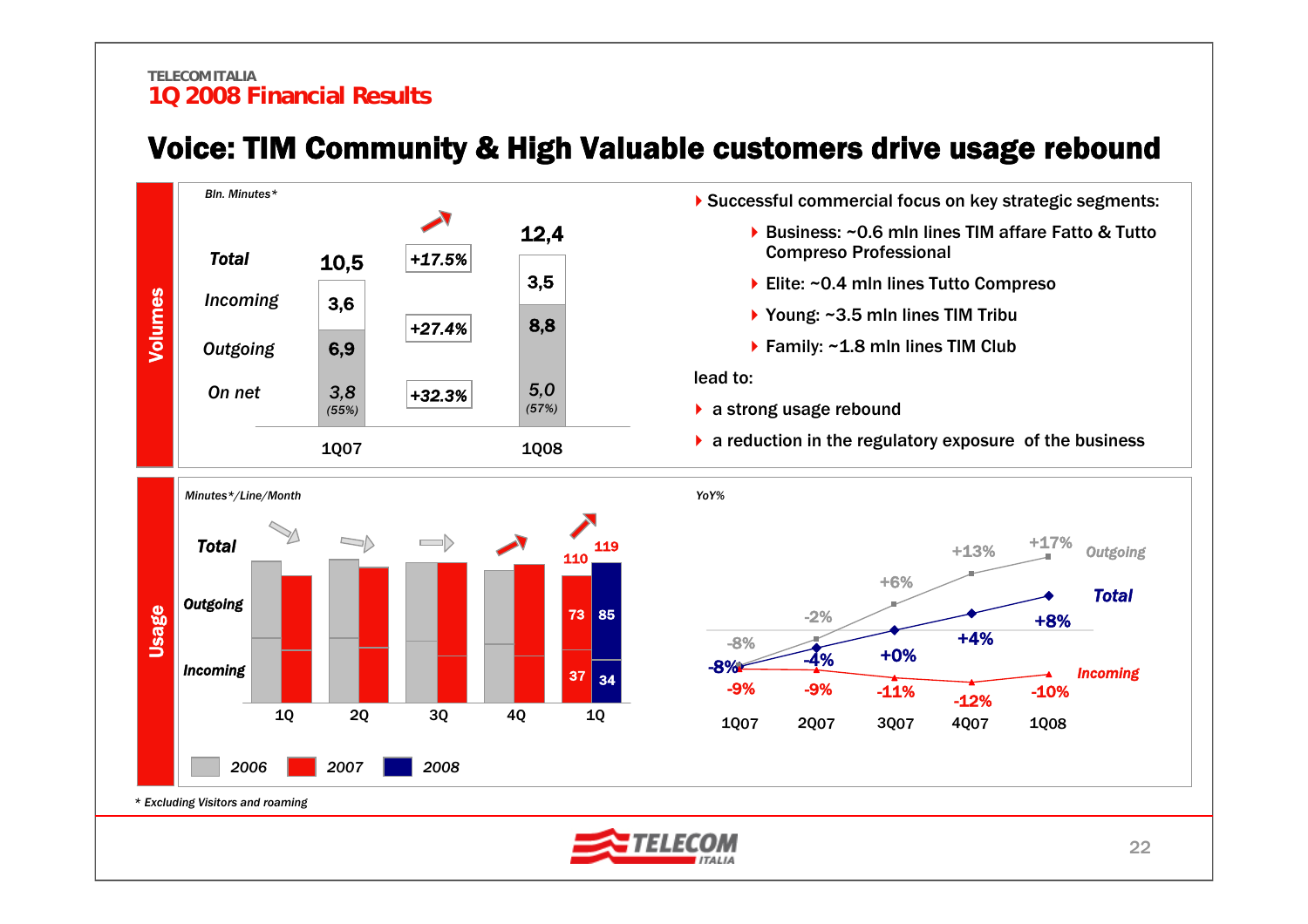# Voice: TIM Community & High Valuable customers drive usage rebound

## Volumes

*Bln. Minutes**

|  | 1Q07 | Change | 1Q08 |
|---|---|---|---|
| **Total** | 10,5 | +17.5% | 12,4 |
| Incoming | 3,6 |  | 3,5 |
| Outgoing | 6,9 | +27.4% | 8,8 |
| On net | 3,8 (55%) | +32.3% | 5,0 (57%) |

- Successful commercial focus on key strategic segments:
  - Business: ~0.6 mln lines TIM affare Fatto & Tutto Compreso Professional
  - Elite: ~0.4 mln lines Tutto Compreso
  - Young: ~3.5 mln lines TIM Tribu
  - Family: ~1.8 mln lines TIM Club

lead to:

- a strong usage rebound
- a reduction in the regulatory exposure of the business

## Usage

*Minutes*/Line/Month*

|  | 1Q 2007 | 1Q 2008 |
|---|---|---|
| **Total** | 110 | 119 |
| Outgoing | 73 | 85 |
| Incoming | 37 | 34 |

Quarters shown: 1Q, 2Q, 3Q, 4Q, 1Q (2006, 2007, 2008)

*YoY%*

|  | 1Q07 | 2Q07 | 3Q07 | 4Q07 | 1Q08 |
|---|---|---|---|---|---|
| Outgoing | -8% | -2% | +6% | +13% | +17% |
| Total | -8% | -4% | +0% | +4% | +8% |
| Incoming | -9% | -9% | -11% | -12% | -10% |

\* Excluding Visitors and roaming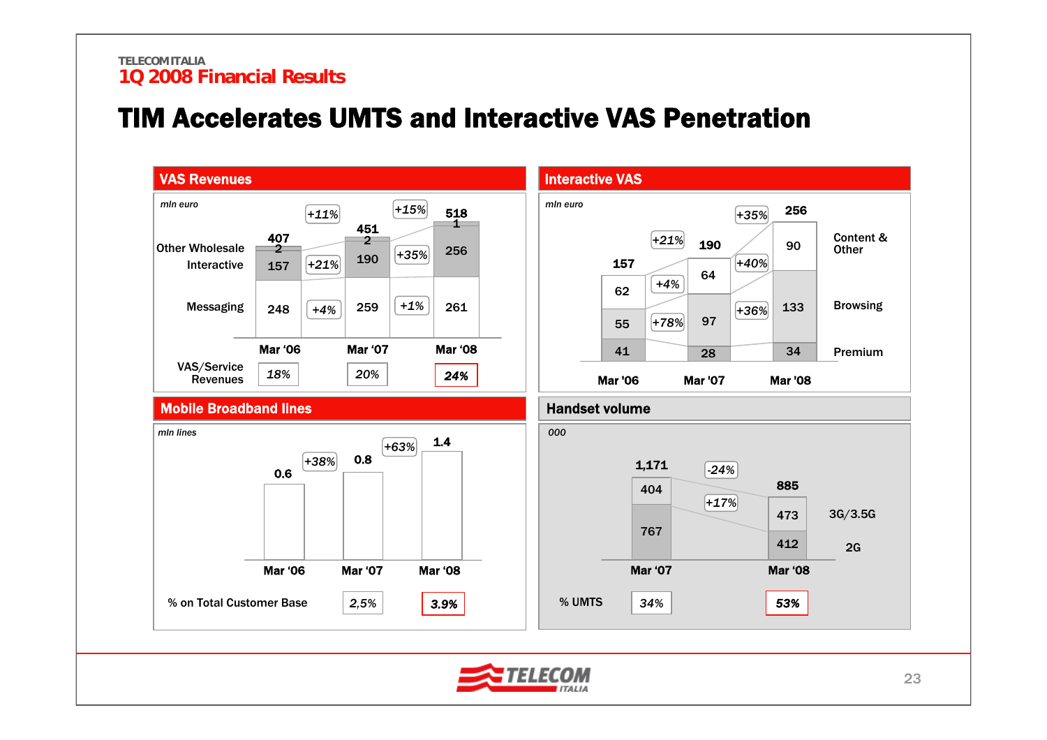# TIM Accelerates UMTS and Interactive VAS Penetration

## VAS Revenues

*mln euro*

| | Mar '06 | | Mar '07 | | Mar '08 |
|---|---|---|---|---|---|
| Other Wholesale | 2 | | 2 | | 1 |
| Interactive | 157 | +21% | 190 | +35% | 256 |
| Messaging | 248 | +4% | 259 | +1% | 261 |
| Total | 407 | +11% | 451 | +15% | 518 |
| VAS/Service Revenues | 18% | | 20% | | 24% |

## Interactive VAS

*mln euro*

| | Mar '06 | | Mar '07 | | Mar '08 |
|---|---|---|---|---|---|
| Content & Other | 62 | +4% | 64 | +40% | 90 |
| Browsing | 55 | +78% | 97 | +36% | 133 |
| Premium | 41 | | 28 | | 34 |
| Total | 157 | +21% | 190 | +35% | 256 |

## Mobile Broadband lines

*mln lines*

| | Mar '06 | | Mar '07 | | Mar '08 |
|---|---|---|---|---|---|
| Lines | 0.6 | +38% | 0.8 | +63% | 1.4 |
| % on Total Customer Base | | | 2,5% | | 3.9% |

## Handset volume

*000*

| | Mar '07 | | Mar '08 |
|---|---|---|---|
| 3G/3.5G | 404 | +17% | 473 |
| 2G | 767 | | 412 |
| Total | 1,171 | -24% | 885 |
| % UMTS | 34% | | 53% |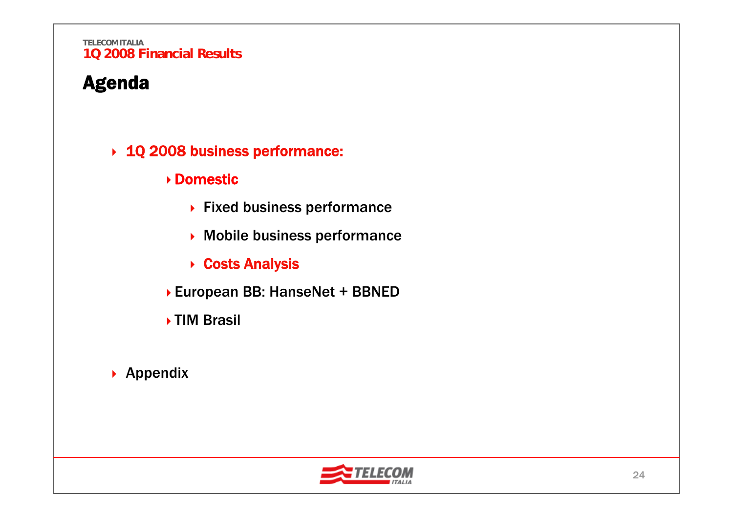# Agenda

- **1Q 2008 business performance:**
  - **Domestic**
    - **Fixed business performance**
    - **Mobile business performance**
    - **Costs Analysis**
  - **European BB: HanseNet + BBNED**
  - **TIM Brasil**
- **Appendix**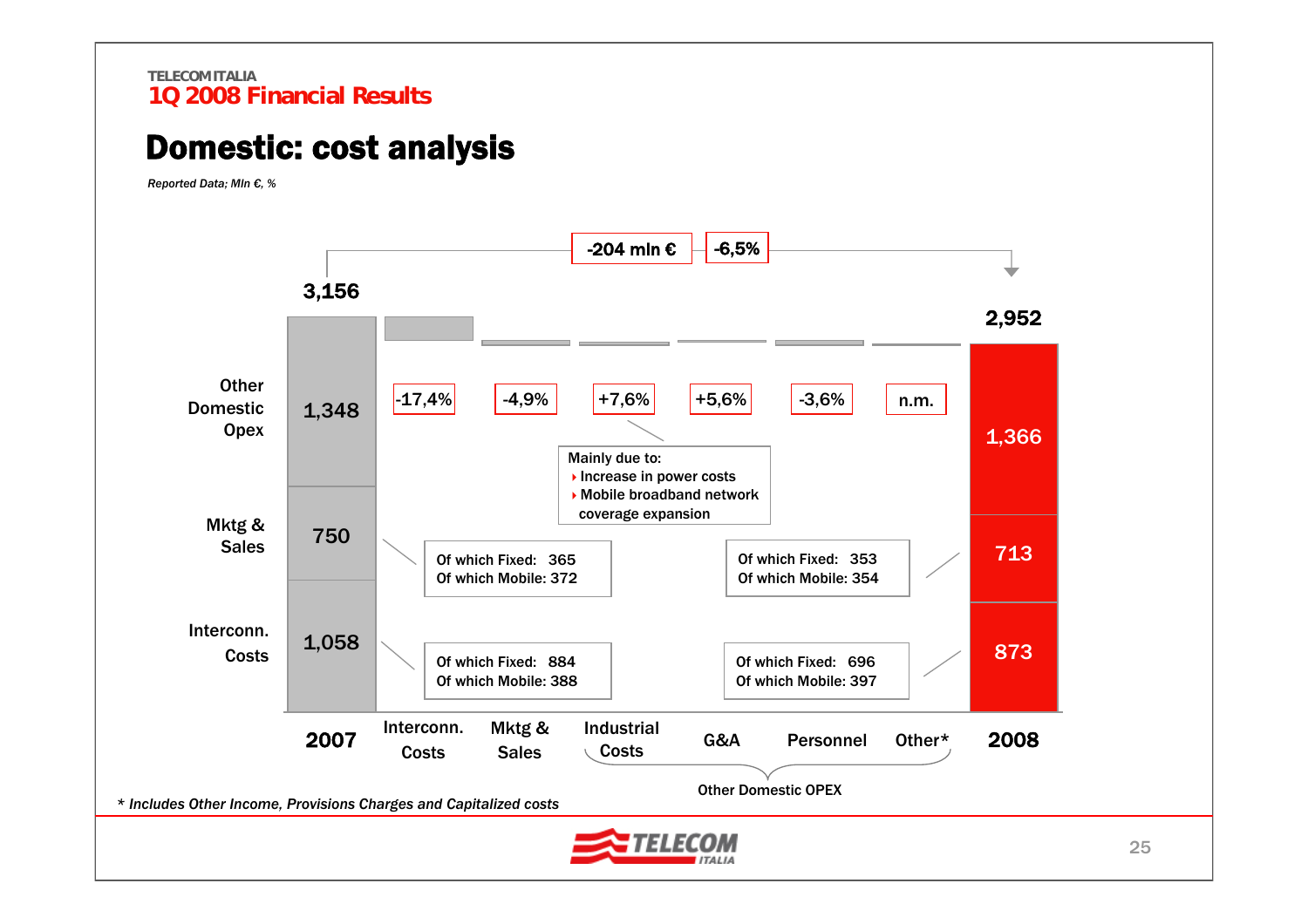TELECOM ITALIA
1Q 2008 Financial Results

# Domestic: cost analysis

*Reported Data; Mln €, %*

**-204 mln €** | **-6,5%**

| | 2007 | Interconn. Costs | Mktg & Sales | Industrial Costs | G&A | Personnel | Other* | 2008 |
|---|---|---|---|---|---|---|---|---|
| Total | 3,156 | | | | | | | 2,952 |
| Other Domestic Opex | 1,348 | -17,4% | -4,9% | +7,6% | +5,6% | -3,6% | n.m. | 1,366 |
| Mktg & Sales | 750 | | | | | | | 713 |
| Interconn. Costs | 1,058 | | | | | | | 873 |

Industrial Costs, G&A, Personnel and Other*: Other Domestic OPEX

Industrial Costs (+7,6%) – Mainly due to:
- Increase in power costs
- Mobile broadband network coverage expansion

Mktg & Sales 2007: Of which Fixed: 365; Of which Mobile: 372

Mktg & Sales 2008: Of which Fixed: 353; Of which Mobile: 354

Interconn. Costs 2007: Of which Fixed: 884; Of which Mobile: 388

Interconn. Costs 2008: Of which Fixed: 696; Of which Mobile: 397

*\* Includes Other Income, Provisions Charges and Capitalized costs*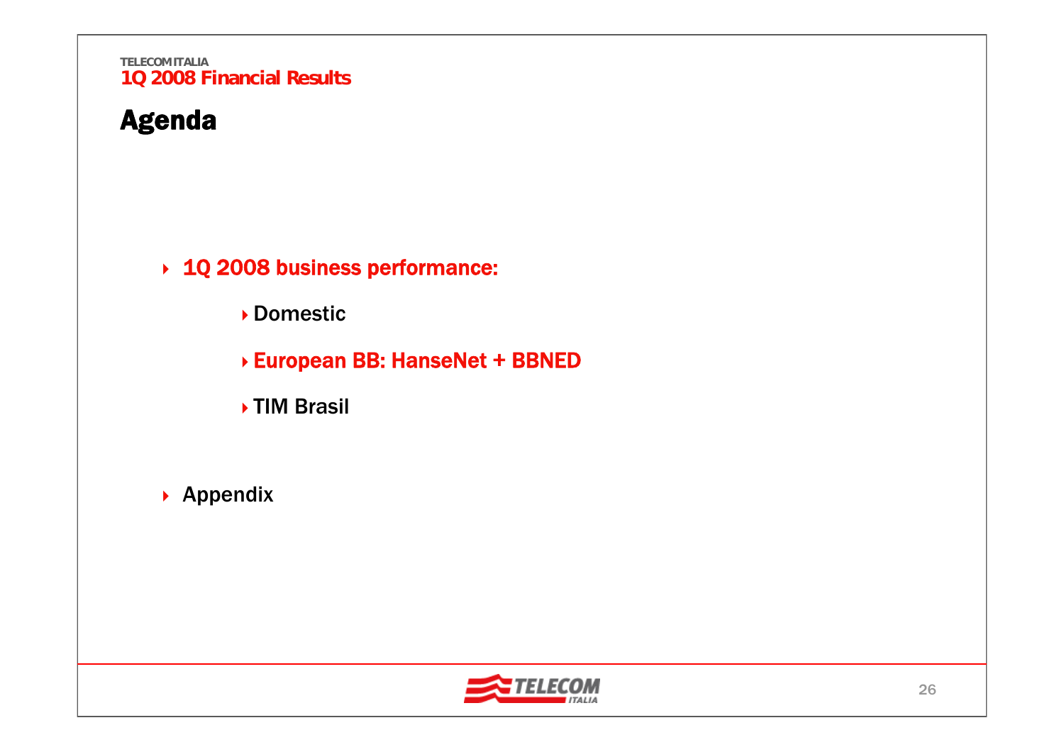# Agenda

- **1Q 2008 business performance:**
  - Domestic
  - **European BB: HanseNet + BBNED**
  - TIM Brasil
- Appendix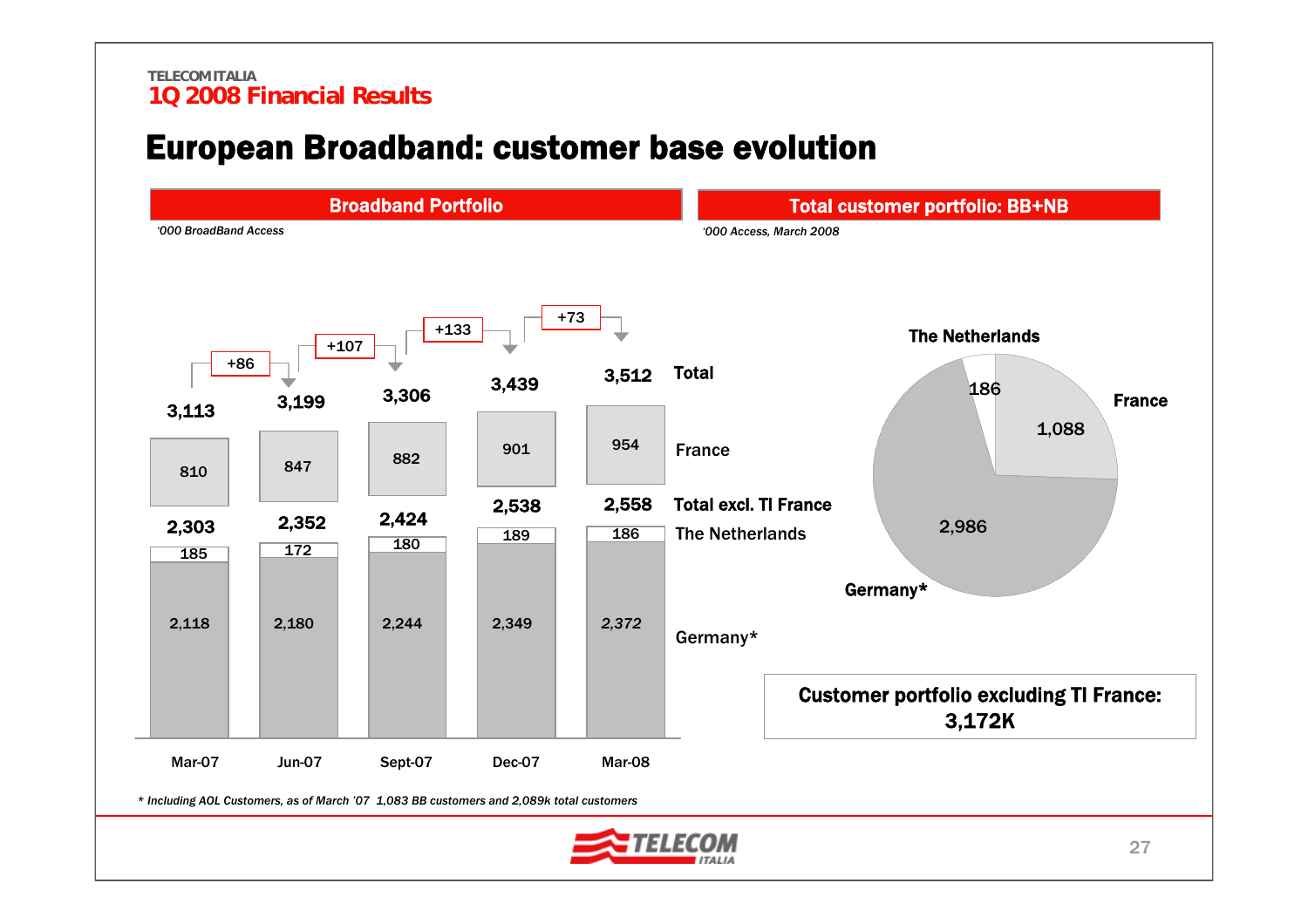# European Broadband: customer base evolution

## Broadband Portfolio

*'000 BroadBand Access*

| | Mar-07 | Jun-07 | Sept-07 | Dec-07 | Mar-08 |
|---|---|---|---|---|---|
| Total | 3,113 | 3,199 | 3,306 | 3,439 | 3,512 |
| France | 810 | 847 | 882 | 901 | 954 |
| Total excl. TI France | 2,303 | 2,352 | 2,424 | 2,538 | 2,558 |
| The Netherlands | 185 | 172 | 180 | 189 | 186 |
| Germany* | 2,118 | 2,180 | 2,244 | 2,349 | 2,372 |

Quarterly change in Total: +86 (Mar-07 to Jun-07), +107 (Jun-07 to Sept-07), +133 (Sept-07 to Dec-07), +73 (Dec-07 to Mar-08)

## Total customer portfolio: BB+NB

*'000 Access, March 2008*

| Country | Access |
|---|---|
| The Netherlands | 186 |
| France | 1,088 |
| Germany* | 2,986 |

**Customer portfolio excluding TI France: 3,172K**

*\* Including AOL Customers, as of March '07 1,083 BB customers and 2,089k total customers*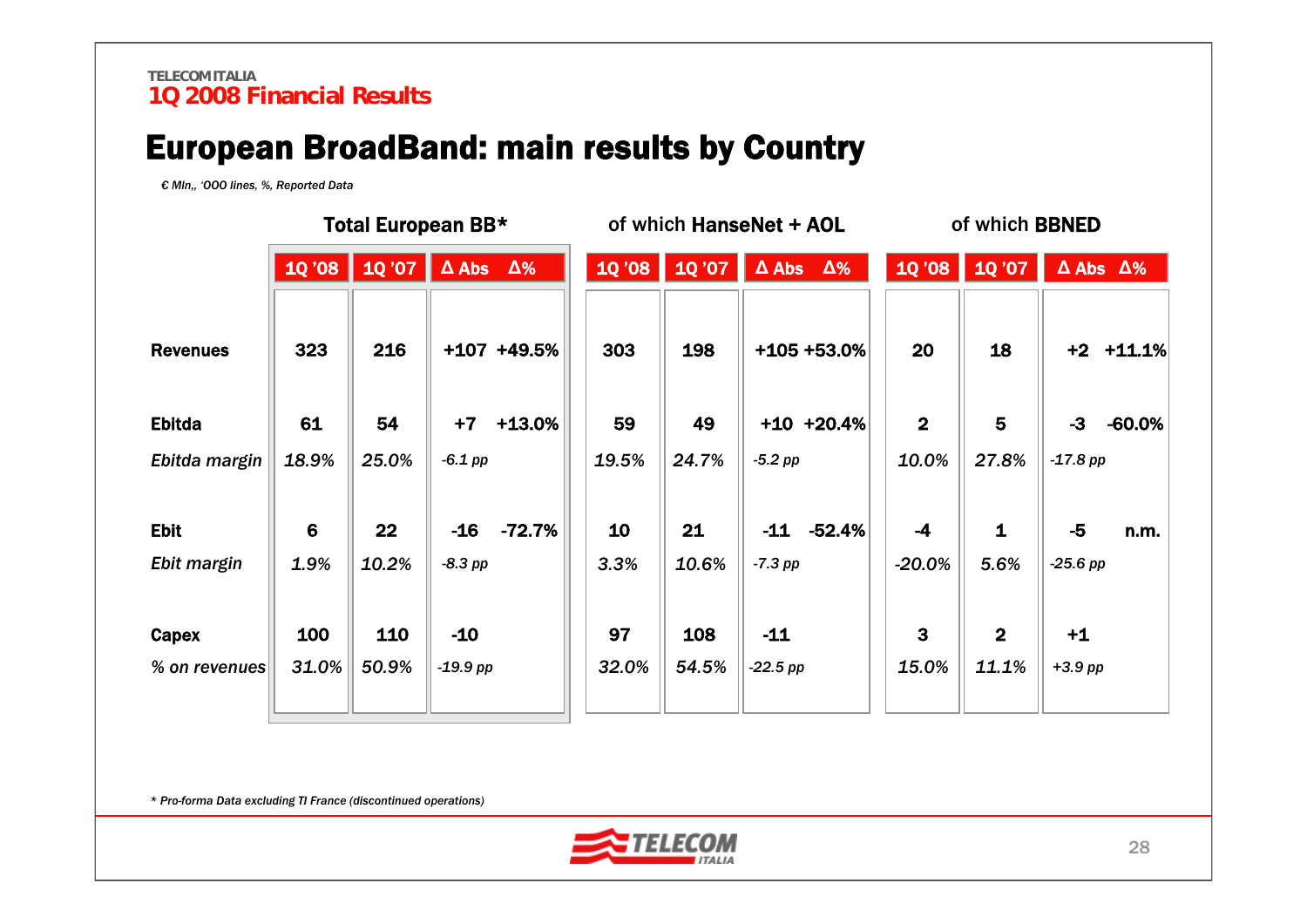TELECOM ITALIA
**1Q 2008 Financial Results**

# European BroadBand: main results by Country

*€ Mln,, '000 lines, %, Reported Data*

| | Total European BB* | | | | of which HanseNet + AOL | | | | of which BBNED | | | |
|---|---|---|---|---|---|---|---|---|---|---|---|---|
| | 1Q '08 | 1Q '07 | Δ Abs | Δ% | 1Q '08 | 1Q '07 | Δ Abs | Δ% | 1Q '08 | 1Q '07 | Δ Abs | Δ% |
| **Revenues** | 323 | 216 | +107 | +49.5% | 303 | 198 | +105 | +53.0% | 20 | 18 | +2 | +11.1% |
| **Ebitda** | 61 | 54 | +7 | +13.0% | 59 | 49 | +10 | +20.4% | 2 | 5 | -3 | -60.0% |
| *Ebitda margin* | *18.9%* | *25.0%* | *-6.1 pp* | | *19.5%* | *24.7%* | *-5.2 pp* | | *10.0%* | *27.8%* | *-17.8 pp* | |
| **Ebit** | 6 | 22 | -16 | -72.7% | 10 | 21 | -11 | -52.4% | -4 | 1 | -5 | n.m. |
| *Ebit margin* | *1.9%* | *10.2%* | *-8.3 pp* | | *3.3%* | *10.6%* | *-7.3 pp* | | *-20.0%* | *5.6%* | *-25.6 pp* | |
| **Capex** | 100 | 110 | -10 | | 97 | 108 | -11 | | 3 | 2 | +1 | |
| *% on revenues* | *31.0%* | *50.9%* | *-19.9 pp* | | *32.0%* | *54.5%* | *-22.5 pp* | | *15.0%* | *11.1%* | *+3.9 pp* | |

*\* Pro-forma Data excluding TI France (discontinued operations)*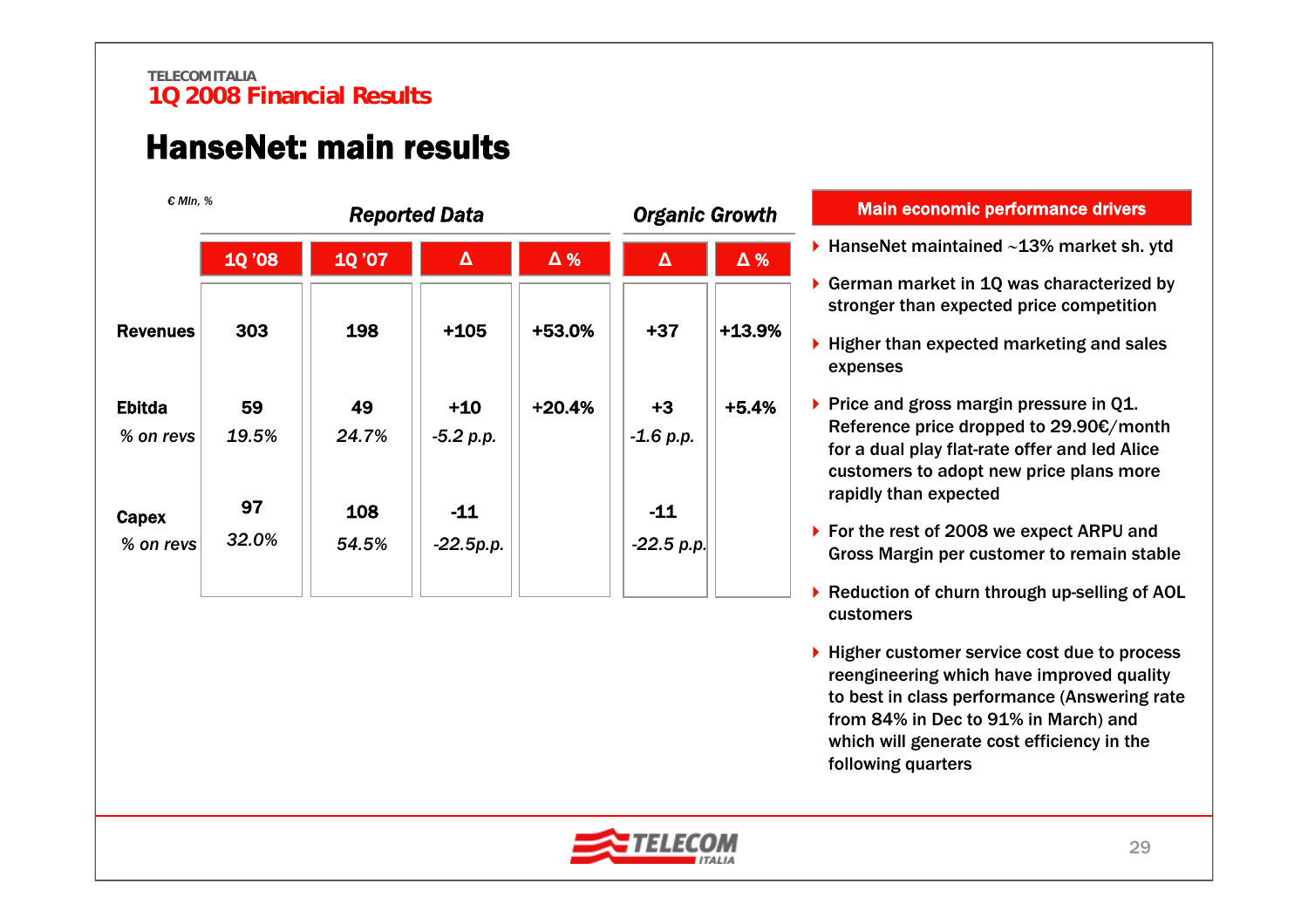TELECOM ITALIA
1Q 2008 Financial Results

# HanseNet: main results

*€ Mln, %*

| | Reported Data | | | | Organic Growth | |
|---|---|---|---|---|---|---|
| | 1Q '08 | 1Q '07 | Δ | Δ % | Δ | Δ % |
| **Revenues** | 303 | 198 | +105 | +53.0% | +37 | +13.9% |
| **Ebitda** | 59 | 49 | +10 | +20.4% | +3 | +5.4% |
| *% on revs* | *19.5%* | *24.7%* | *-5.2 p.p.* | | *-1.6 p.p.* | |
| **Capex** | 97 | 108 | -11 | | -11 | |
| *% on revs* | *32.0%* | *54.5%* | *-22.5p.p.* | | *-22.5 p.p.* | |

**Main economic performance drivers**

- HanseNet maintained ~13% market sh. ytd
- German market in 1Q was characterized by stronger than expected price competition
- Higher than expected marketing and sales expenses
- Price and gross margin pressure in Q1. Reference price dropped to 29.90€/month for a dual play flat-rate offer and led Alice customers to adopt new price plans more rapidly than expected
- For the rest of 2008 we expect ARPU and Gross Margin per customer to remain stable
- Reduction of churn through up-selling of AOL customers
- Higher customer service cost due to process reengineering which have improved quality to best in class performance (Answering rate from 84% in Dec to 91% in March) and which will generate cost efficiency in the following quarters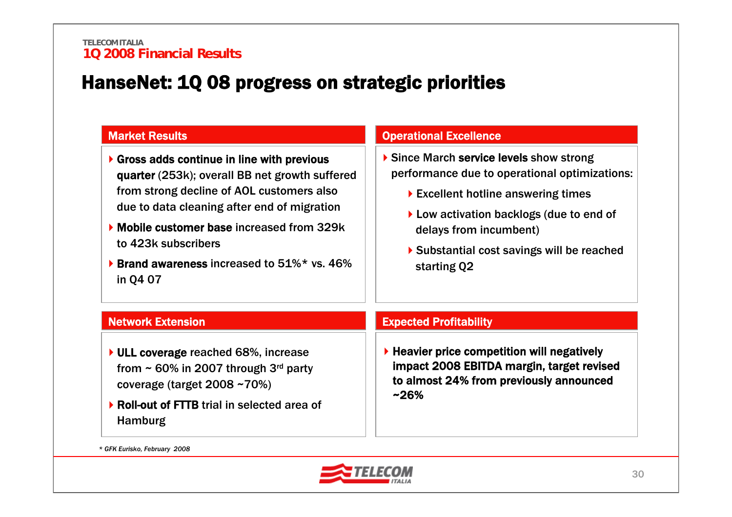# HanseNet: 1Q 08 progress on strategic priorities

## Market Results

- **Gross adds continue in line with previous quarter** (253k); overall BB net growth suffered from strong decline of AOL customers also due to data cleaning after end of migration
- **Mobile customer base** increased from 329k to 423k subscribers
- **Brand awareness** increased to 51%* vs. 46% in Q4 07

## Operational Excellence

- Since March **service levels** show strong performance due to operational optimizations:
  - Excellent hotline answering times
  - Low activation backlogs (due to end of delays from incumbent)
  - Substantial cost savings will be reached starting Q2

## Network Extension

- **ULL coverage** reached 68%, increase from ~ 60% in 2007 through 3rd party coverage (target 2008 ~70%)
- **Roll-out of FTTB** trial in selected area of Hamburg

## Expected Profitability

- **Heavier price competition will negatively impact 2008 EBITDA margin, target revised to almost 24% from previously announced ~26%**

*\* GFK Eurisko, February 2008*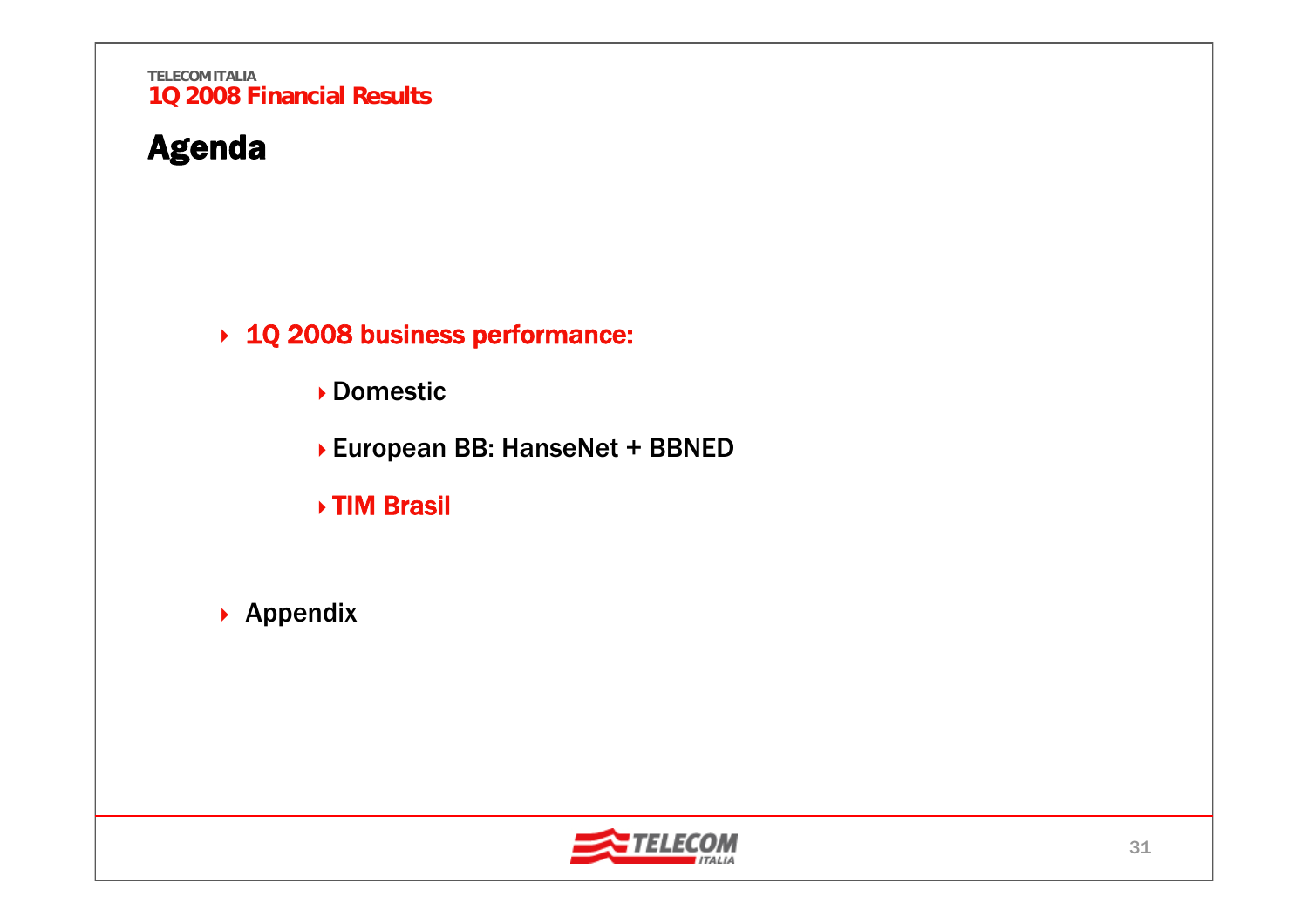# Agenda

- **1Q 2008 business performance:**
  - Domestic
  - European BB: HanseNet + BBNED
  - **TIM Brasil**
- Appendix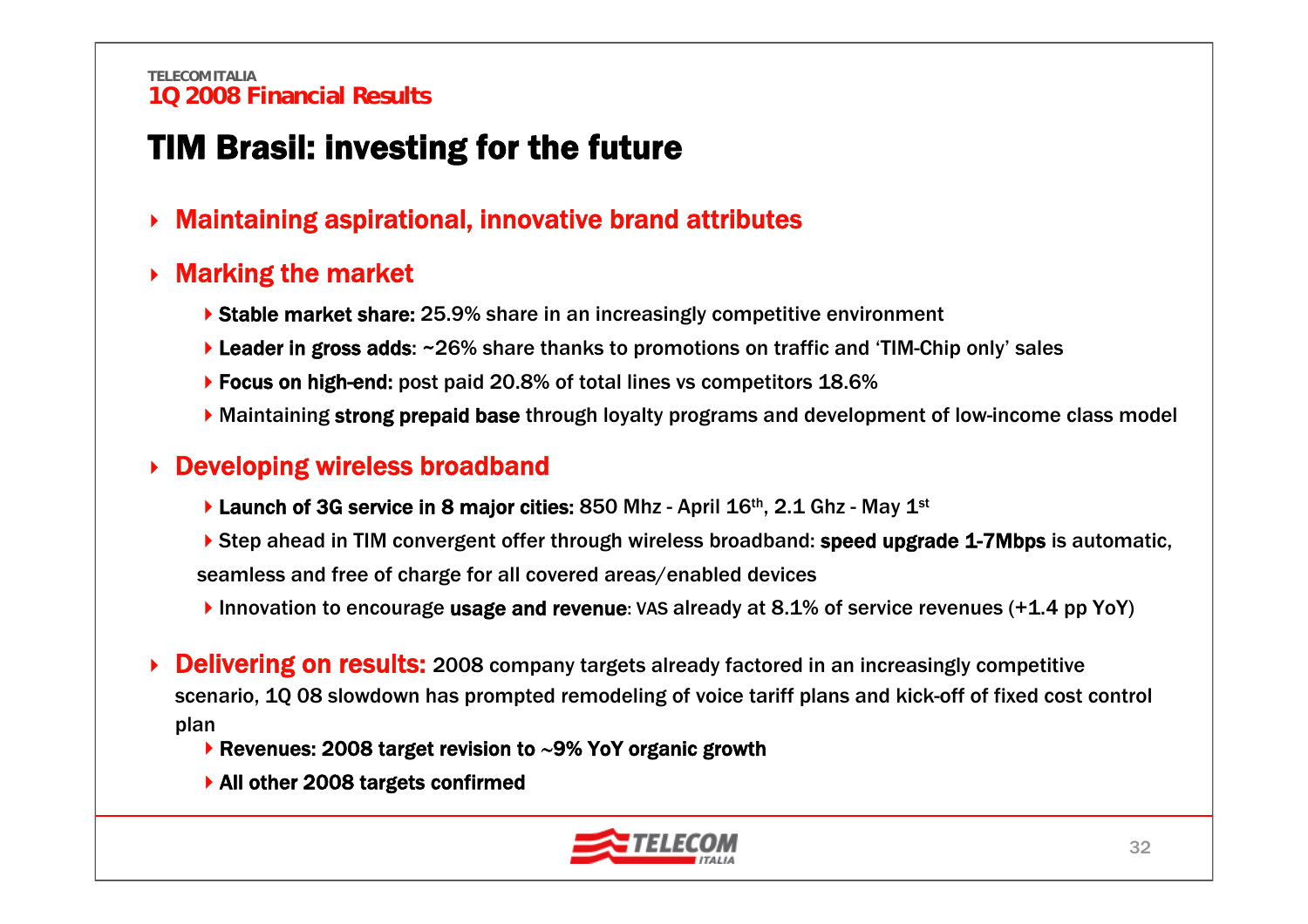# TIM Brasil: investing for the future

- **Maintaining aspirational, innovative brand attributes**
- **Marking the market**
  - **Stable market share:** 25.9% share in an increasingly competitive environment
  - **Leader in gross adds**: ~26% share thanks to promotions on traffic and 'TIM-Chip only' sales
  - **Focus on high-end:** post paid 20.8% of total lines vs competitors 18.6%
  - Maintaining **strong prepaid base** through loyalty programs and development of low-income class model
- **Developing wireless broadband**
  - **Launch of 3G service in 8 major cities:** 850 Mhz - April 16th, 2.1 Ghz - May 1st
  - Step ahead in TIM convergent offer through wireless broadband: **speed upgrade 1-7Mbps** is automatic, seamless and free of charge for all covered areas/enabled devices
  - Innovation to encourage **usage and revenue**: VAS already at 8.1% of service revenues (+1.4 pp YoY)
- **Delivering on results:** 2008 company targets already factored in an increasingly competitive scenario, 1Q 08 slowdown has prompted remodeling of voice tariff plans and kick-off of fixed cost control plan
  - **Revenues: 2008 target revision to ~9% YoY organic growth**
  - **All other 2008 targets confirmed**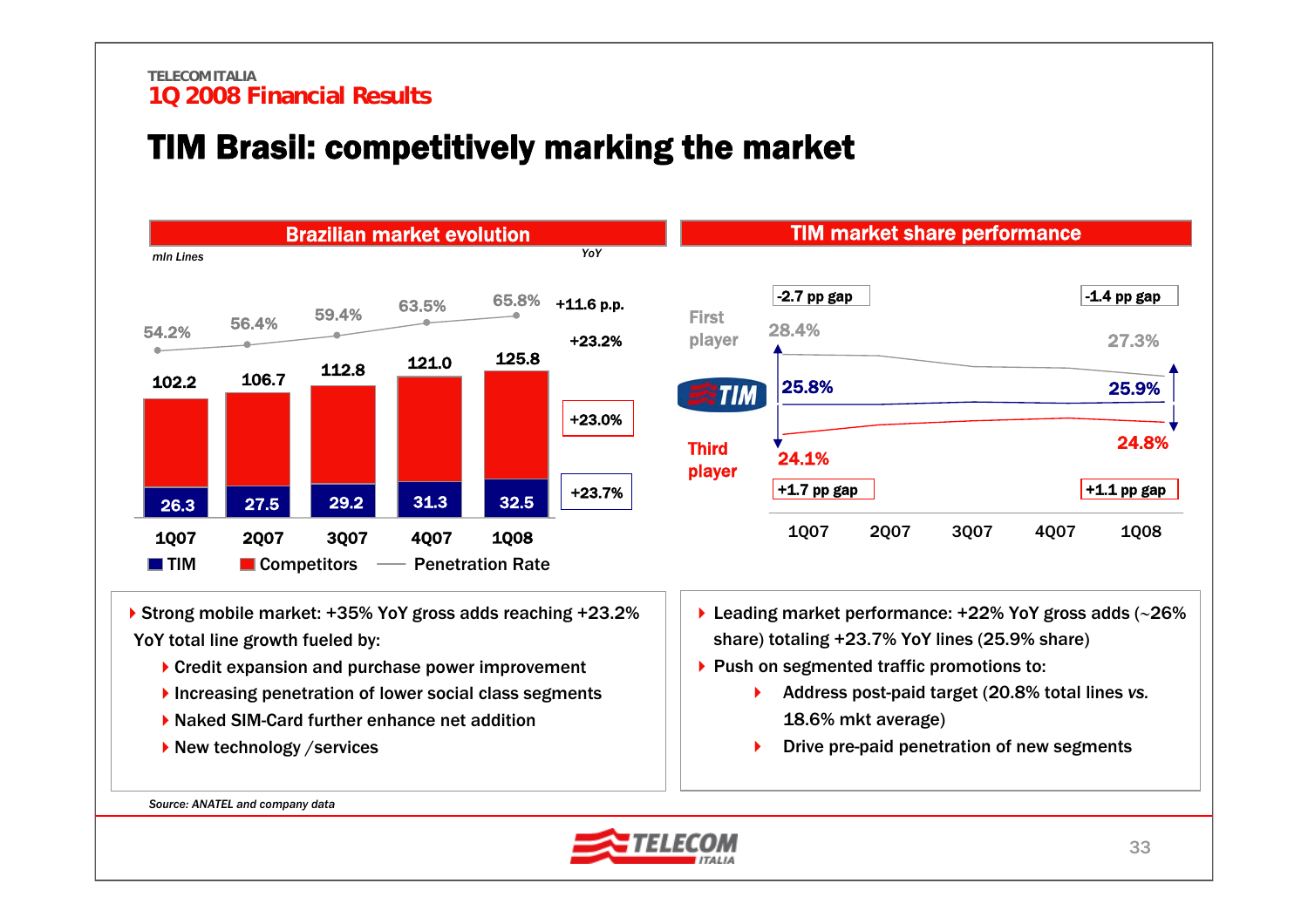# TIM Brasil: competitively marking the market

## Brazilian market evolution

*mln Lines*

| | 1Q07 | 2Q07 | 3Q07 | 4Q07 | 1Q08 | YoY |
|---|---|---|---|---|---|---|
| Penetration Rate | 54.2% | 56.4% | 59.4% | 63.5% | 65.8% | +11.6 p.p. |
| Total | 102.2 | 106.7 | 112.8 | 121.0 | 125.8 | +23.2% |
| Competitors | | | | | | +23.0% |
| TIM | 26.3 | 27.5 | 29.2 | 31.3 | 32.5 | +23.7% |

## TIM market share performance

| | 1Q07 | 1Q08 |
|---|---|---|
| First player | 28.4% | 27.3% |
| TIM | 25.8% | 25.9% |
| Third player | 24.1% | 24.8% |
| Gap vs First player | -2.7 pp gap | -1.4 pp gap |
| Gap vs Third player | +1.7 pp gap | +1.1 pp gap |

- Strong mobile market: +35% YoY gross adds reaching +23.2% YoY total line growth fueled by:
  - Credit expansion and purchase power improvement
  - Increasing penetration of lower social class segments
  - Naked SIM-Card further enhance net addition
  - New technology /services

- Leading market performance: +22% YoY gross adds (~26% share) totaling +23.7% YoY lines (25.9% share)
- Push on segmented traffic promotions to:
  - Address post-paid target (20.8% total lines *vs.* 18.6% mkt average)
  - Drive pre-paid penetration of new segments

*Source: ANATEL and company data*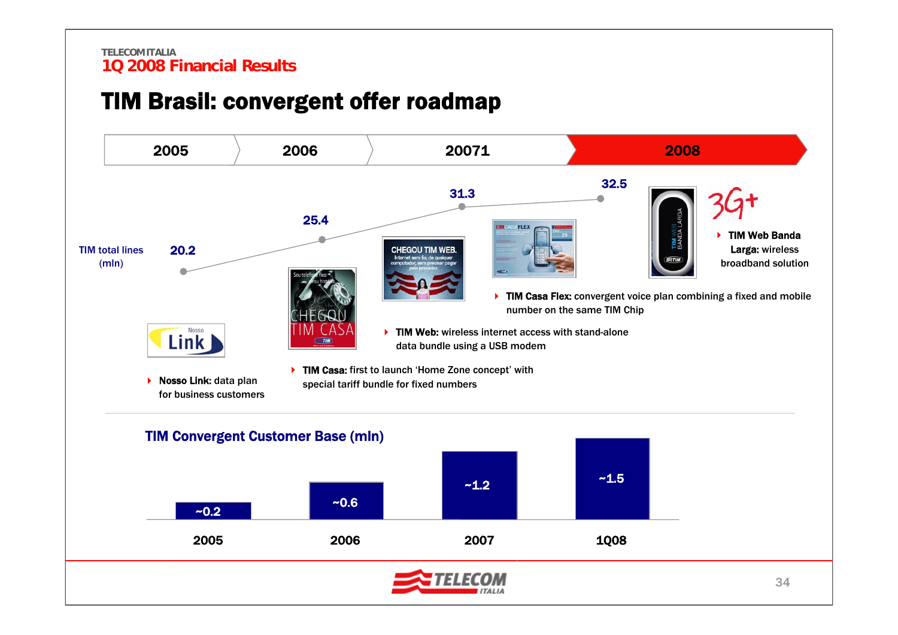# TIM Brasil: convergent offer roadmap

| 2005 | 2006 | 20071 | 2008 |
|---|---|---|---|

TIM total lines (mln)

| 2005 | 2006 | 2007 | 2008 |
|---|---|---|---|
| 20.2 | 25.4 | 31.3 | 32.5 |

- **Nosso Link:** data plan for business customers
- **TIM Casa:** first to launch 'Home Zone concept' with special tariff bundle for fixed numbers
- **TIM Web:** wireless internet access with stand-alone data bundle using a USB modem
- **TIM Casa Flex:** convergent voice plan combining a fixed and mobile number on the same TIM Chip
- **TIM Web Banda Larga:** wireless broadband solution

3G+

## TIM Convergent Customer Base (mln)

| 2005 | 2006 | 2007 | 1Q08 |
|---|---|---|---|
| ~0.2 | ~0.6 | ~1.2 | ~1.5 |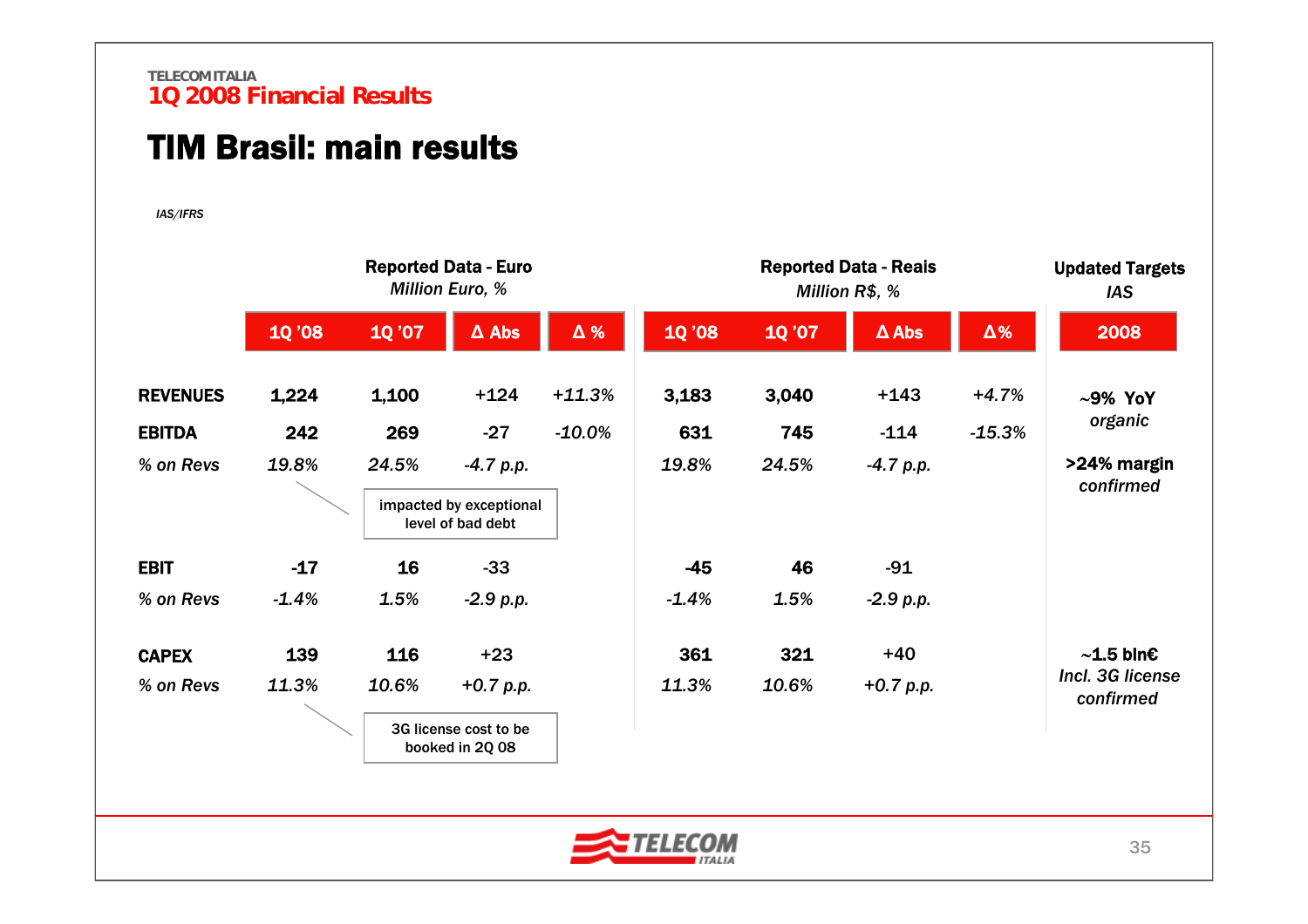# TIM Brasil: main results

*IAS/IFRS*

| | Reported Data - Euro *Million Euro, %* | | | | Reported Data - Reais *Million R$, %* | | | | Updated Targets *IAS* |
|---|---|---|---|---|---|---|---|---|---|
| | 1Q '08 | 1Q '07 | Δ Abs | Δ % | 1Q '08 | 1Q '07 | Δ Abs | Δ% | 2008 |
| **REVENUES** | **1,224** | **1,100** | +124 | *+11.3%* | **3,183** | **3,040** | +143 | *+4.7%* | **~9% YoY** *organic* |
| **EBITDA** | **242** | **269** | -27 | *-10.0%* | **631** | **745** | -114 | *-15.3%* | |
| *% on Revs* | *19.8%* | *24.5%* | *-4.7 p.p.* | | *19.8%* | *24.5%* | *-4.7 p.p.* | | **>24% margin** *confirmed* |
| **EBIT** | **-17** | **16** | -33 | | **-45** | **46** | -91 | | |
| *% on Revs* | *-1.4%* | *1.5%* | *-2.9 p.p.* | | *-1.4%* | *1.5%* | *-2.9 p.p.* | | |
| **CAPEX** | **139** | **116** | +23 | | **361** | **321** | +40 | | **~1.5 bln€** *Incl. 3G license confirmed* |
| *% on Revs* | *11.3%* | *10.6%* | *+0.7 p.p.* | | *11.3%* | *10.6%* | *+0.7 p.p.* | | |

EBITDA % on Revs (1Q '08): impacted by exceptional level of bad debt

CAPEX % on Revs (1Q '08): 3G license cost to be booked in 2Q 08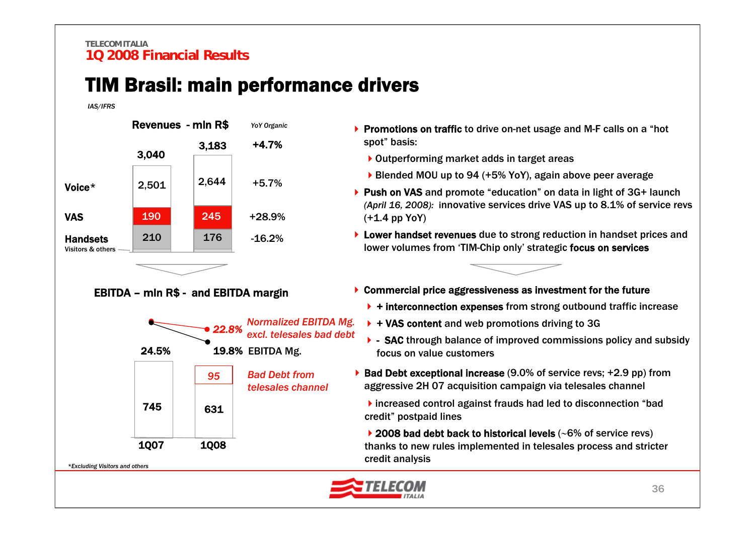TELECOM ITALIA
**1Q 2008 Financial Results**

# TIM Brasil: main performance drivers

*IAS/IFRS*

**Revenues - mln R$**

| | 1Q07 | 1Q08 | *YoY Organic* |
|---|---|---|---|
| Total | 3,040 | 3,183 | +4.7% |
| Voice* | 2,501 | 2,644 | +5.7% |
| VAS | 190 | 245 | +28.9% |
| Handsets | 210 | 176 | -16.2% |

Visitors & others

- **Promotions on traffic** to drive on-net usage and M-F calls on a "hot spot" basis:
  - Outperforming market adds in target areas
  - Blended MOU up to 94 (+5% YoY), again above peer average
- **Push on VAS** and promote "education" on data in light of 3G+ launch *(April 16, 2008):* innovative services drive VAS up to 8.1% of service revs (+1.4 pp YoY)
- **Lower handset revenues** due to strong reduction in handset prices and lower volumes from 'TIM-Chip only' strategic **focus on services**

**EBITDA – mln R$ - and EBITDA margin**

| | 1Q07 | 1Q08 |
|---|---|---|
| EBITDA | 745 | 631 |
| *Bad Debt from telesales channel* | | *95* |
| EBITDA Mg. | 24.5% | 19.8% |
| *Normalized EBITDA Mg. excl. telesales bad debt* | | *22.8%* |

- **Commercial price aggressiveness as investment for the future**
  - **+ interconnection expenses** from strong outbound traffic increase
  - **+ VAS content** and web promotions driving to 3G
  - **- SAC** through balance of improved commissions policy and subsidy focus on value customers
- **Bad Debt exceptional increase** (9.0% of service revs; +2.9 pp) from aggressive 2H 07 acquisition campaign via telesales channel
  - increased control against frauds had led to disconnection "bad credit" postpaid lines
  - **2008 bad debt back to historical levels** (~6% of service revs) thanks to new rules implemented in telesales process and stricter credit analysis

*\*Excluding Visitors and others*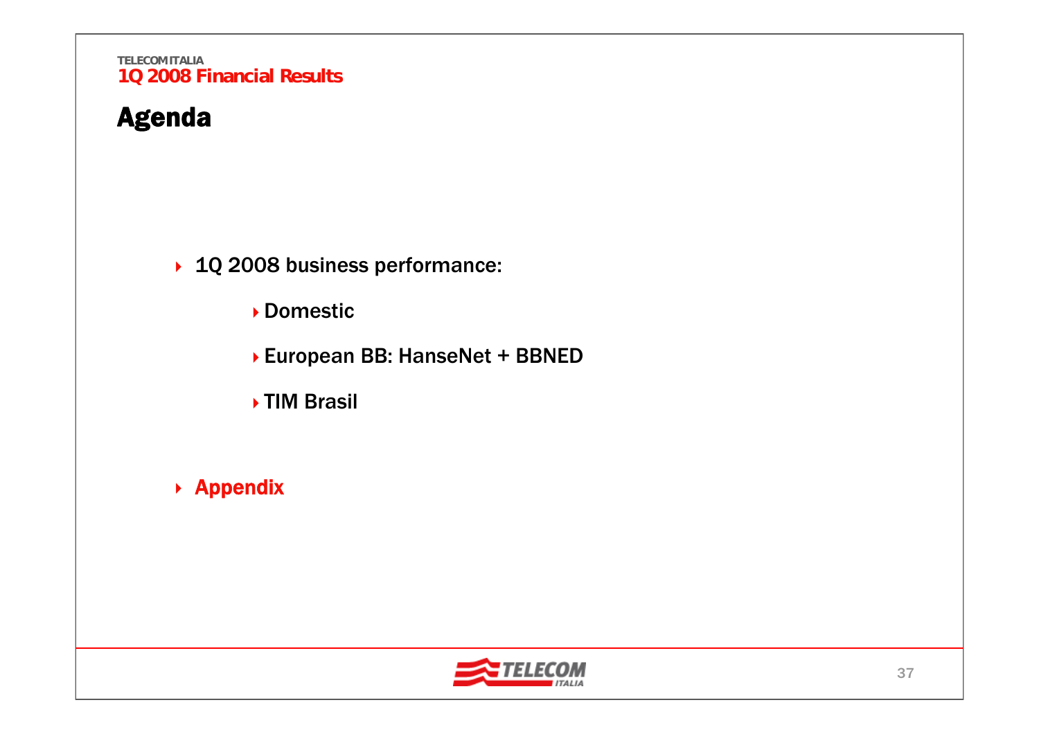# Agenda

- 1Q 2008 business performance:
  - Domestic
  - European BB: HanseNet + BBNED
  - TIM Brasil
- **Appendix**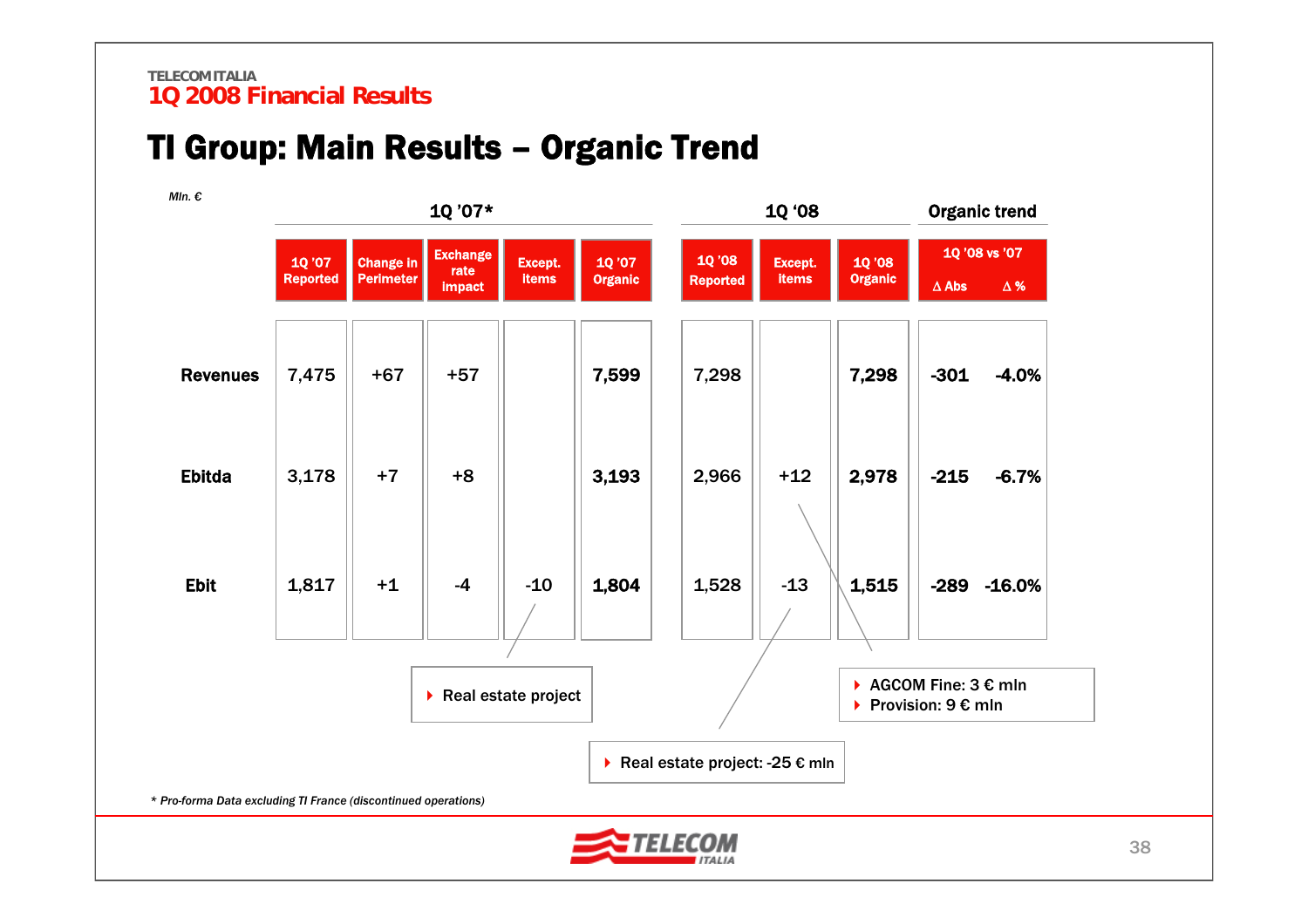TELECOM ITALIA
1Q 2008 Financial Results

# TI Group: Main Results – Organic Trend

*Mln. €*

| | 1Q '07* | | | | | 1Q '08 | | | Organic trend | |
|---|---|---|---|---|---|---|---|---|---|---|
| | 1Q '07 Reported | Change in Perimeter | Exchange rate impact | Except. items | 1Q '07 Organic | 1Q '08 Reported | Except. items | 1Q '08 Organic | 1Q '08 vs '07 Δ Abs | 1Q '08 vs '07 Δ % |
| **Revenues** | 7,475 | +67 | +57 | | **7,599** | 7,298 | | **7,298** | **-301** | **-4.0%** |
| **Ebitda** | 3,178 | +7 | +8 | | **3,193** | 2,966 | +12 | **2,978** | **-215** | **-6.7%** |
| **Ebit** | 1,817 | +1 | -4 | -10 | **1,804** | 1,528 | -13 | **1,515** | **-289** | **-16.0%** |

- Real estate project
- Real estate project: -25 € mln
- AGCOM Fine: 3 € mln
- Provision: 9 € mln

*\* Pro-forma Data excluding TI France (discontinued operations)*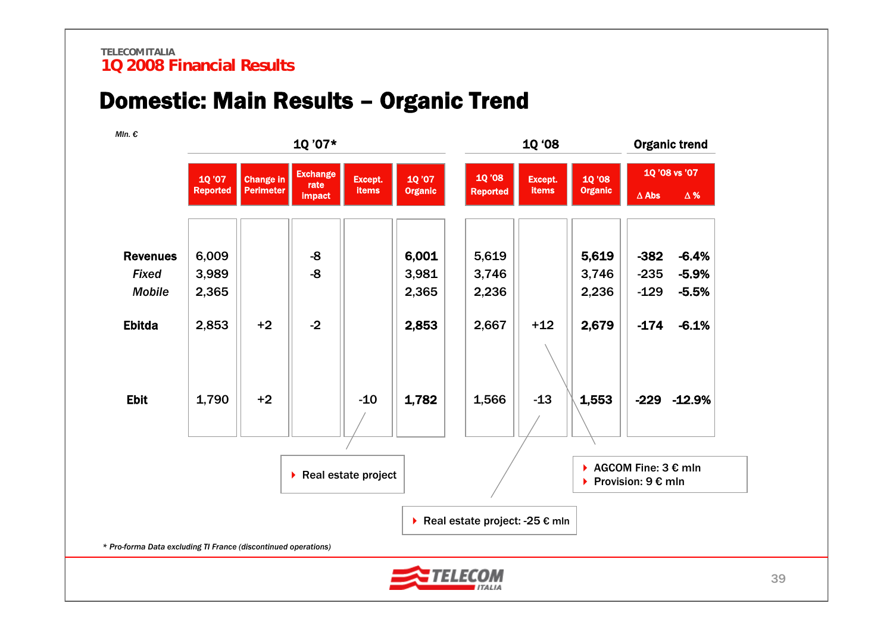# 1Q 2008 Financial Results

## Domestic: Main Results – Organic Trend

*Mln. €*

| | 1Q '07* | | | | | 1Q '08 | | | Organic trend | |
|---|---|---|---|---|---|---|---|---|---|---|
| | 1Q '07 Reported | Change in Perimeter | Exchange rate impact | Except. items | 1Q '07 Organic | 1Q '08 Reported | Except. items | 1Q '08 Organic | 1Q '08 vs '07 Δ Abs | Δ % |
| **Revenues** | 6,009 | | -8 | | **6,001** | 5,619 | | **5,619** | **-382** | **-6.4%** |
| *Fixed* | 3,989 | | -8 | | 3,981 | 3,746 | | 3,746 | -235 | -5.9% |
| *Mobile* | 2,365 | | | | 2,365 | 2,236 | | 2,236 | -129 | -5.5% |
| **Ebitda** | 2,853 | +2 | -2 | | **2,853** | 2,667 | +12 | **2,679** | **-174** | **-6.1%** |
| **Ebit** | 1,790 | +2 | | -10 | **1,782** | 1,566 | -13 | **1,553** | **-229** | **-12.9%** |

- Real estate project (1Q '07 Except. items, Ebit: -10)
- Real estate project: -25 € mln (1Q '08 Except. items, Ebit: -13)
- AGCOM Fine: 3 € mln
- Provision: 9 € mln

(1Q '08 Except. items, Ebitda: +12)

*\* Pro-forma Data excluding TI France (discontinued operations)*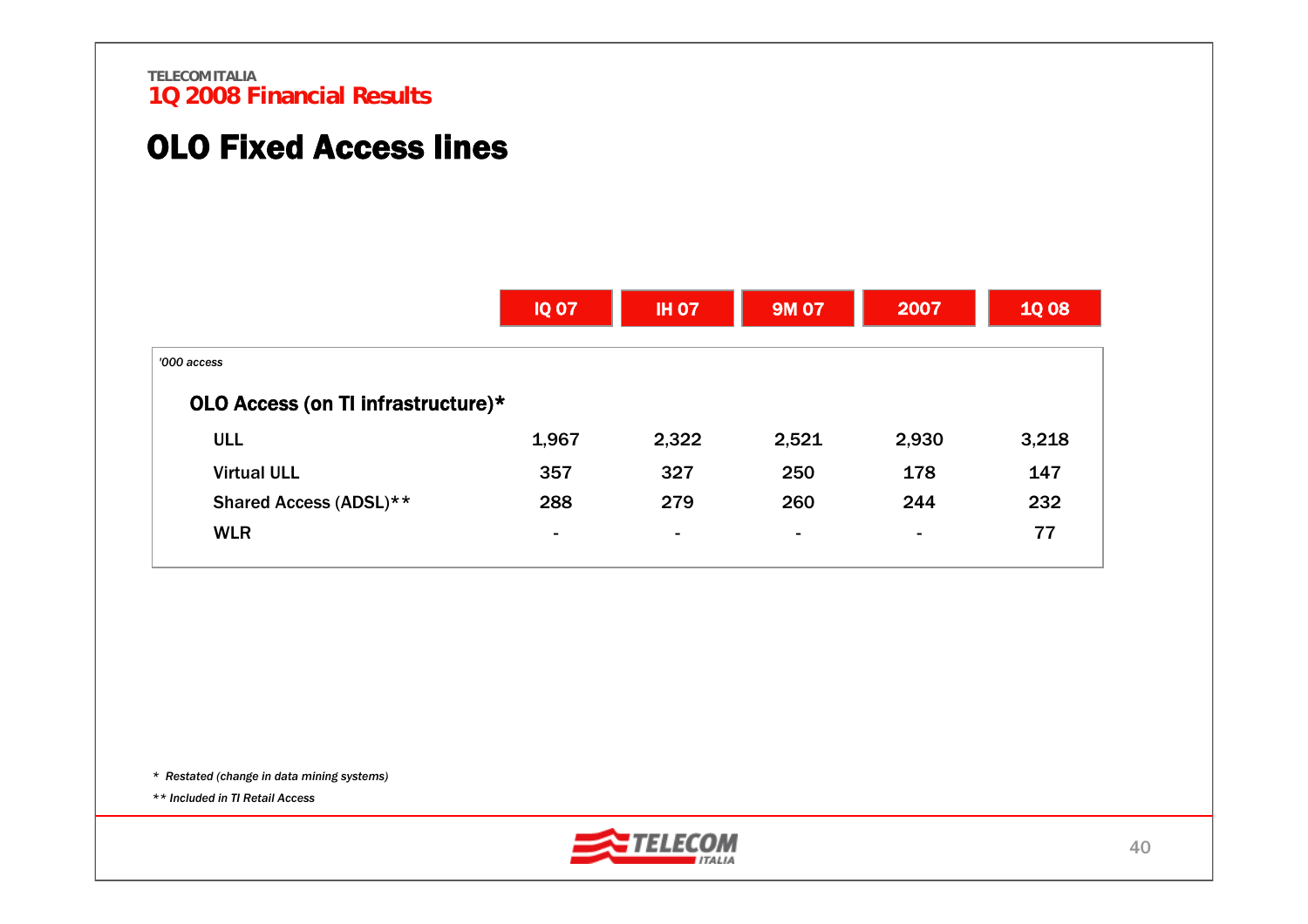TELECOM ITALIA
**1Q 2008 Financial Results**

# OLO Fixed Access lines

| '000 access | IQ 07 | IH 07 | 9M 07 | 2007 | 1Q 08 |
|---|---|---|---|---|---|
| **OLO Access (on TI infrastructure)*** | | | | | |
| ULL | 1,967 | 2,322 | 2,521 | 2,930 | 3,218 |
| Virtual ULL | 357 | 327 | 250 | 178 | 147 |
| Shared Access (ADSL)** | 288 | 279 | 260 | 244 | 232 |
| WLR | - | - | - | - | 77 |

*\* Restated (change in data mining systems)*

*\*\* Included in TI Retail Access*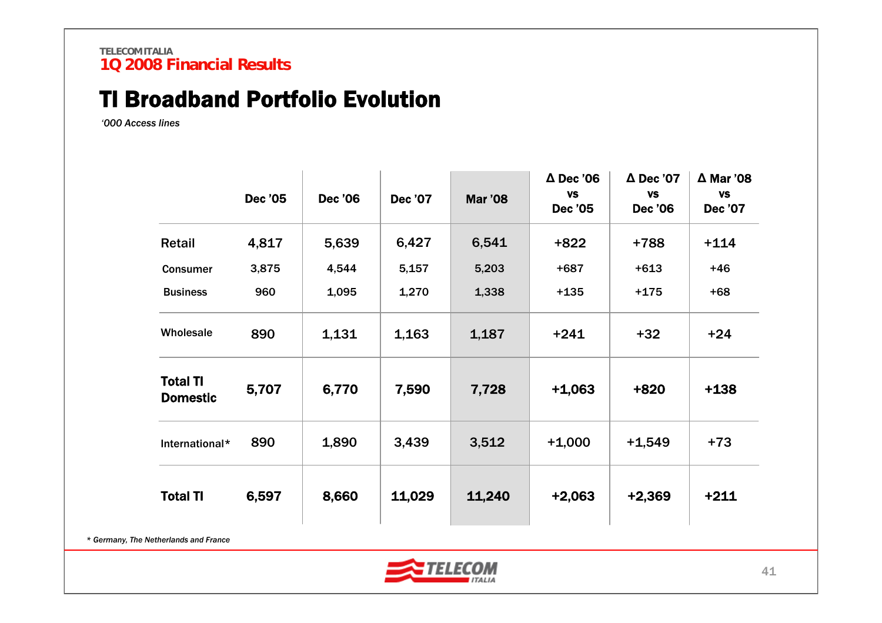# TI Broadband Portfolio Evolution

*'000 Access lines*

| | Dec '05 | Dec '06 | Dec '07 | Mar '08 | Δ Dec '06 vs Dec '05 | Δ Dec '07 vs Dec '06 | Δ Mar '08 vs Dec '07 |
|---|---|---|---|---|---|---|---|
| Retail | 4,817 | 5,639 | 6,427 | 6,541 | +822 | +788 | +114 |
| Consumer | 3,875 | 4,544 | 5,157 | 5,203 | +687 | +613 | +46 |
| Business | 960 | 1,095 | 1,270 | 1,338 | +135 | +175 | +68 |
| Wholesale | 890 | 1,131 | 1,163 | 1,187 | +241 | +32 | +24 |
| **Total TI Domestic** | **5,707** | **6,770** | **7,590** | **7,728** | **+1,063** | **+820** | **+138** |
| International* | 890 | 1,890 | 3,439 | 3,512 | +1,000 | +1,549 | +73 |
| **Total TI** | **6,597** | **8,660** | **11,029** | **11,240** | **+2,063** | **+2,369** | **+211** |

*\* Germany, The Netherlands and France*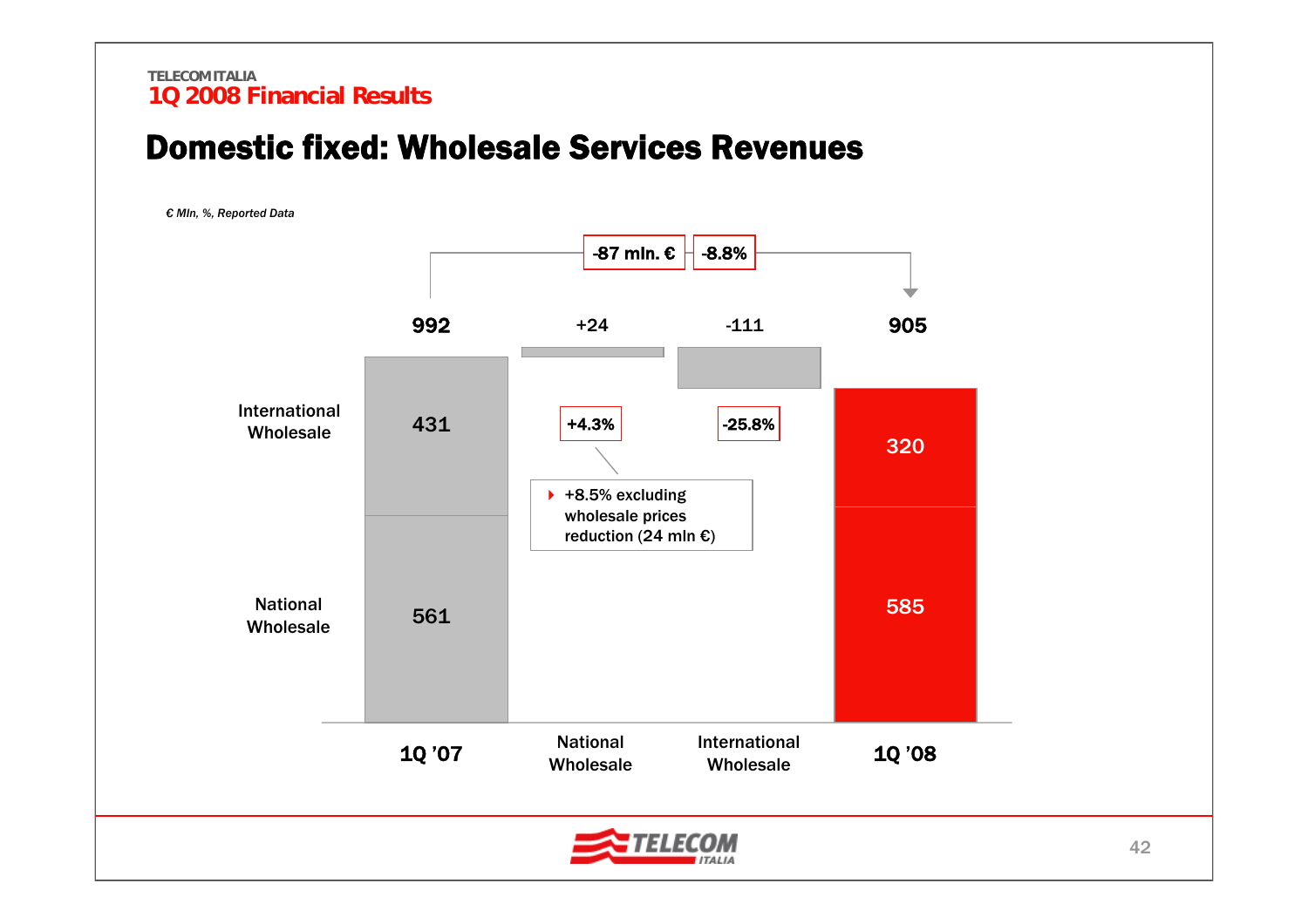# Domestic fixed: Wholesale Services Revenues

*€ Mln, %, Reported Data*

-87 mln. € | -8.8%

| | 1Q '07 | National Wholesale | International Wholesale | 1Q '08 |
|---|---|---|---|---|
| Total | 992 | +24 | -111 | 905 |
| International Wholesale | 431 | | -25.8% | 320 |
| National Wholesale | 561 | +4.3% | | 585 |

- +8.5% excluding wholesale prices reduction (24 mln €)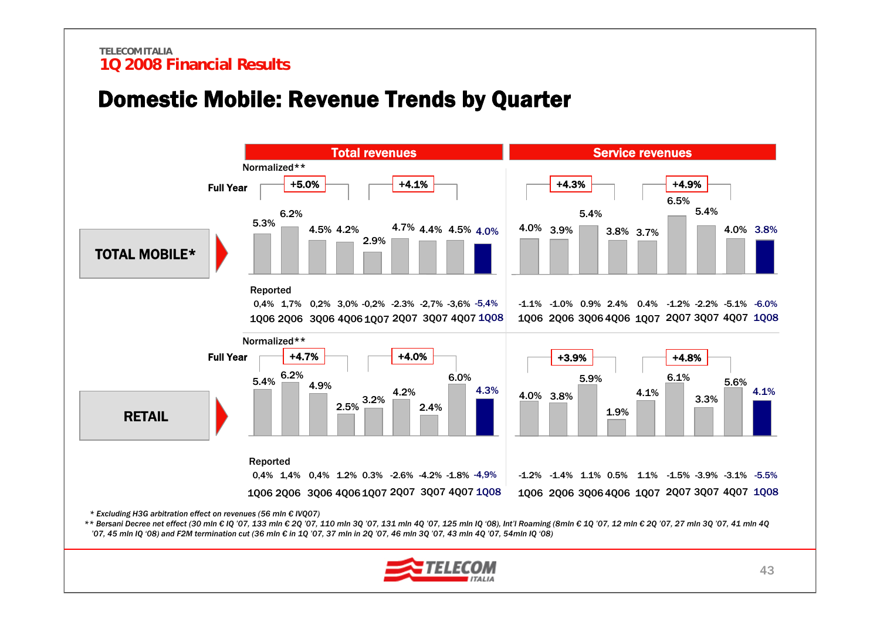TELECOM ITALIA
1Q 2008 Financial Results

# Domestic Mobile: Revenue Trends by Quarter

## TOTAL MOBILE*

**Total revenues**

Normalized**

Full Year: +5.0% (2006), +4.1% (2007)

| | 1Q06 | 2Q06 | 3Q06 | 4Q06 | 1Q07 | 2Q07 | 3Q07 | 4Q07 | 1Q08 |
|---|---|---|---|---|---|---|---|---|---|
| Normalized** | 5.3% | 6.2% | 4.5% | 4.2% | 2.9% | 4.7% | 4.4% | 4.5% | 4.0% |
| Reported | 0,4% | 1,7% | 0,2% | 3,0% | -0,2% | -2.3% | -2,7% | -3,6% | -5,4% |

**Service revenues**

Full Year: +4.3% (2006), +4.9% (2007)

| | 1Q06 | 2Q06 | 3Q06 | 4Q06 | 1Q07 | 2Q07 | 3Q07 | 4Q07 | 1Q08 |
|---|---|---|---|---|---|---|---|---|---|
| Normalized** | 4.0% | 3.9% | 5.4% | 3.8% | 3.7% | 6.5% | 5.4% | 4.0% | 3.8% |
| Reported | -1.1% | -1.0% | 0.9% | 2.4% | 0.4% | -1.2% | -2.2% | -5.1% | -6.0% |

## RETAIL

**Total revenues**

Normalized**

Full Year: +4.7% (2006), +4.0% (2007)

| | 1Q06 | 2Q06 | 3Q06 | 4Q06 | 1Q07 | 2Q07 | 3Q07 | 4Q07 | 1Q08 |
|---|---|---|---|---|---|---|---|---|---|
| Normalized** | 5.4% | 6.2% | 4.9% | 2.5% | 3.2% | 4.2% | 2.4% | 6.0% | 4.3% |
| Reported | 0,4% | 1,4% | 0,4% | 1.2% | 0.3% | -2.6% | -4.2% | -1.8% | -4,9% |

**Service revenues**

Full Year: +3.9% (2006), +4.8% (2007)

| | 1Q06 | 2Q06 | 3Q06 | 4Q06 | 1Q07 | 2Q07 | 3Q07 | 4Q07 | 1Q08 |
|---|---|---|---|---|---|---|---|---|---|
| Normalized** | 4.0% | 3.8% | 5.9% | 1.9% | 4.1% | 6.1% | 3.3% | 5.6% | 4.1% |
| Reported | -1.2% | -1.4% | 1.1% | 0.5% | 1.1% | -1.5% | -3.9% | -3.1% | -5.5% |

*\* Excluding H3G arbitration effect on revenues (56 mln € IVQ07)*

*\*\* Bersani Decree net effect (30 mln € IQ '07, 133 mln € 2Q '07, 110 mln 3Q '07, 131 mln 4Q '07, 125 mln IQ '08), Int'l Roaming (8mln € 1Q '07, 12 mln € 2Q '07, 27 mln 3Q '07, 41 mln 4Q '07, 45 mln IQ '08) and F2M termination cut (36 mln € in 1Q '07, 37 mln in 2Q '07, 46 mln 3Q '07, 43 mln 4Q '07, 54mln IQ '08)*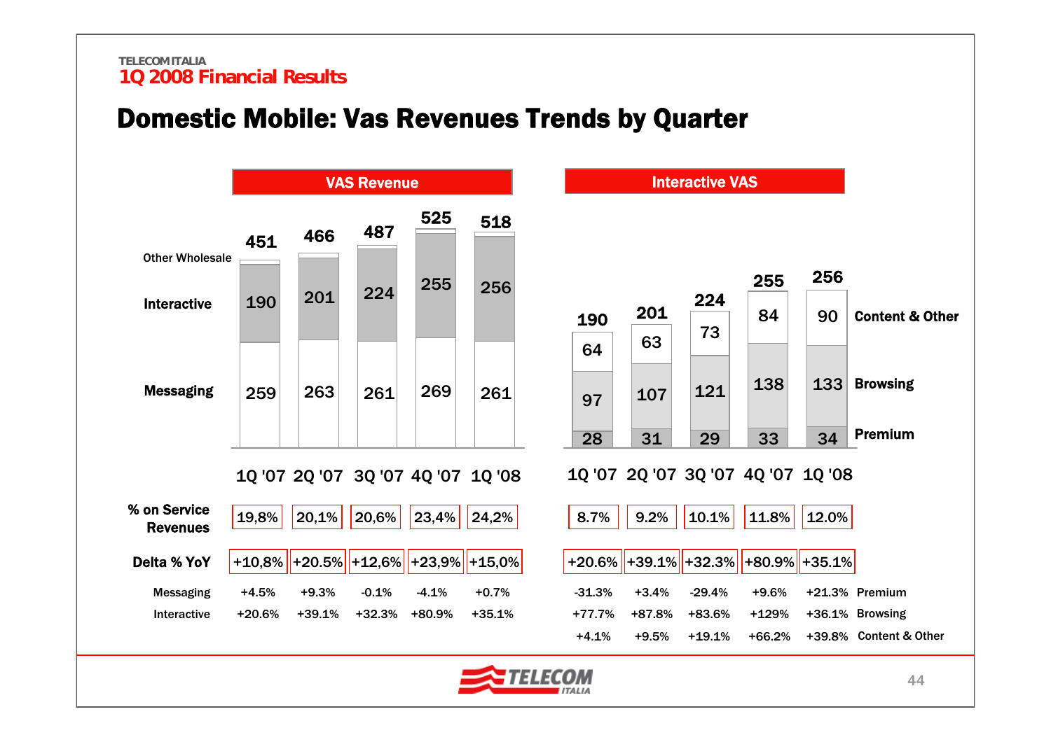TELECOM ITALIA
1Q 2008 Financial Results

# Domestic Mobile: Vas Revenues Trends by Quarter

**VAS Revenue**

451 466 487 525 518

Other Wholesale

Interactive: 190 201 224 255 256

Messaging: 259 263 261 269 261

1Q '07 2Q '07 3Q '07 4Q '07 1Q '08

**Interactive VAS**

190 201 224 255 256

Content & Other: 64 63 73 84 90

Browsing: 97 107 121 138 133

Premium: 28 31 29 33 34

1Q '07 2Q '07 3Q '07 4Q '07 1Q '08

% on Service Revenues: 19,8% 20,1% 20,6% 23,4% 24,2% | 8.7% 9.2% 10.1% 11.8% 12.0%

Delta % YoY: +10,8% +20.5% +12,6% +23,9% +15,0% | +20.6% +39.1% +32.3% +80.9% +35.1%

Messaging: +4.5% +9.3% -0.1% -4.1% +0.7%

Interactive: +20.6% +39.1% +32.3% +80.9% +35.1%

Premium: -31.3% +3.4% -29.4% +9.6% +21.3%

Browsing: +77.7% +87.8% +83.6% +129% +36.1%

Content & Other: +4.1% +9.5% +19.1% +66.2% +39.8%